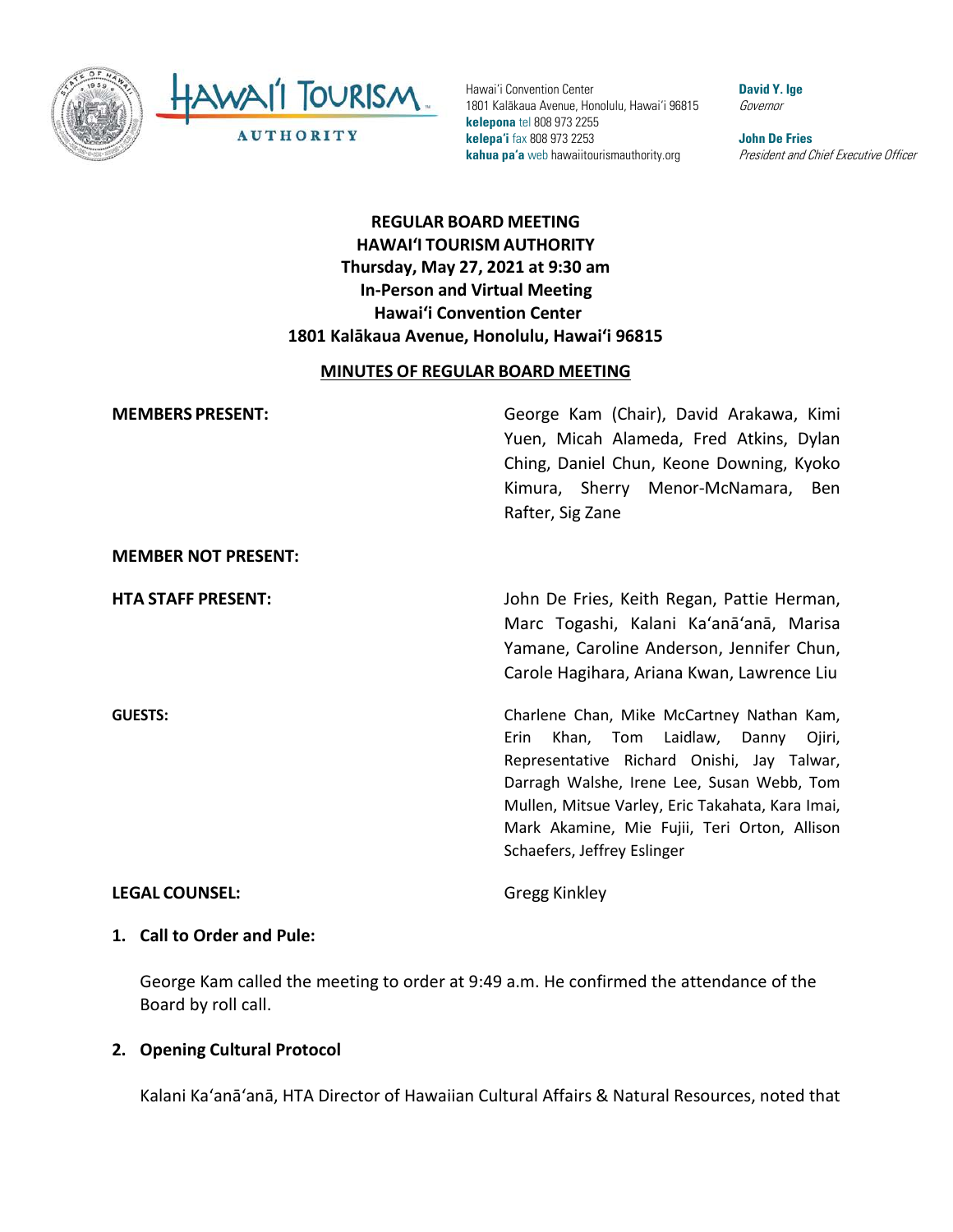Hawai'i Convention Center
1801 Kalākaua Avenue, Honolulu, Hawai'i 96815
**kelepona** tel 808 973 2255
**kelepa'i** fax 808 973 2253
**kahua pa'a** web hawaiitourismauthority.org

**David Y. Ige**
*Governor*

**John De Fries**
*President and Chief Executive Officer*

# REGULAR BOARD MEETING
# HAWAI'I TOURISM AUTHORITY
## Thursday, May 27, 2021 at 9:30 am
## In-Person and Virtual Meeting
## Hawai'i Convention Center
## 1801 Kalākaua Avenue, Honolulu, Hawai'i 96815

**MINUTES OF REGULAR BOARD MEETING**

**MEMBERS PRESENT:** George Kam (Chair), David Arakawa, Kimi Yuen, Micah Alameda, Fred Atkins, Dylan Ching, Daniel Chun, Keone Downing, Kyoko Kimura, Sherry Menor-McNamara, Ben Rafter, Sig Zane

**MEMBER NOT PRESENT:**

**HTA STAFF PRESENT:** John De Fries, Keith Regan, Pattie Herman, Marc Togashi, Kalani Ka'anā'anā, Marisa Yamane, Caroline Anderson, Jennifer Chun, Carole Hagihara, Ariana Kwan, Lawrence Liu

**GUESTS:** Charlene Chan, Mike McCartney Nathan Kam, Erin Khan, Tom Laidlaw, Danny Ojiri, Representative Richard Onishi, Jay Talwar, Darragh Walshe, Irene Lee, Susan Webb, Tom Mullen, Mitsue Varley, Eric Takahata, Kara Imai, Mark Akamine, Mie Fujii, Teri Orton, Allison Schaefers, Jeffrey Eslinger

**LEGAL COUNSEL:** Gregg Kinkley

**1. Call to Order and Pule:**

George Kam called the meeting to order at 9:49 a.m. He confirmed the attendance of the Board by roll call.

**2. Opening Cultural Protocol**

Kalani Ka'anā'anā, HTA Director of Hawaiian Cultural Affairs & Natural Resources, noted that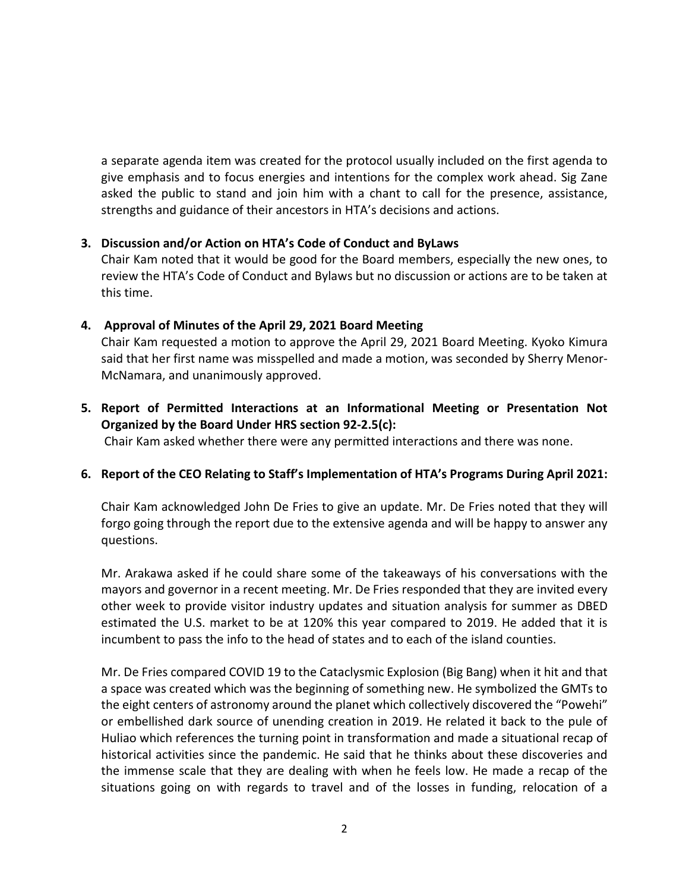a separate agenda item was created for the protocol usually included on the first agenda to give emphasis and to focus energies and intentions for the complex work ahead. Sig Zane asked the public to stand and join him with a chant to call for the presence, assistance, strengths and guidance of their ancestors in HTA's decisions and actions.

**3. Discussion and/or Action on HTA's Code of Conduct and ByLaws**

Chair Kam noted that it would be good for the Board members, especially the new ones, to review the HTA's Code of Conduct and Bylaws but no discussion or actions are to be taken at this time.

**4. Approval of Minutes of the April 29, 2021 Board Meeting**

Chair Kam requested a motion to approve the April 29, 2021 Board Meeting. Kyoko Kimura said that her first name was misspelled and made a motion, was seconded by Sherry Menor-McNamara, and unanimously approved.

**5. Report of Permitted Interactions at an Informational Meeting or Presentation Not Organized by the Board Under HRS section 92-2.5(c):**

Chair Kam asked whether there were any permitted interactions and there was none.

**6. Report of the CEO Relating to Staff's Implementation of HTA's Programs During April 2021:**

Chair Kam acknowledged John De Fries to give an update. Mr. De Fries noted that they will forgo going through the report due to the extensive agenda and will be happy to answer any questions.

Mr. Arakawa asked if he could share some of the takeaways of his conversations with the mayors and governor in a recent meeting. Mr. De Fries responded that they are invited every other week to provide visitor industry updates and situation analysis for summer as DBED estimated the U.S. market to be at 120% this year compared to 2019. He added that it is incumbent to pass the info to the head of states and to each of the island counties.

Mr. De Fries compared COVID 19 to the Cataclysmic Explosion (Big Bang) when it hit and that a space was created which was the beginning of something new. He symbolized the GMTs to the eight centers of astronomy around the planet which collectively discovered the "Powehi" or embellished dark source of unending creation in 2019. He related it back to the pule of Huliao which references the turning point in transformation and made a situational recap of historical activities since the pandemic. He said that he thinks about these discoveries and the immense scale that they are dealing with when he feels low. He made a recap of the situations going on with regards to travel and of the losses in funding, relocation of a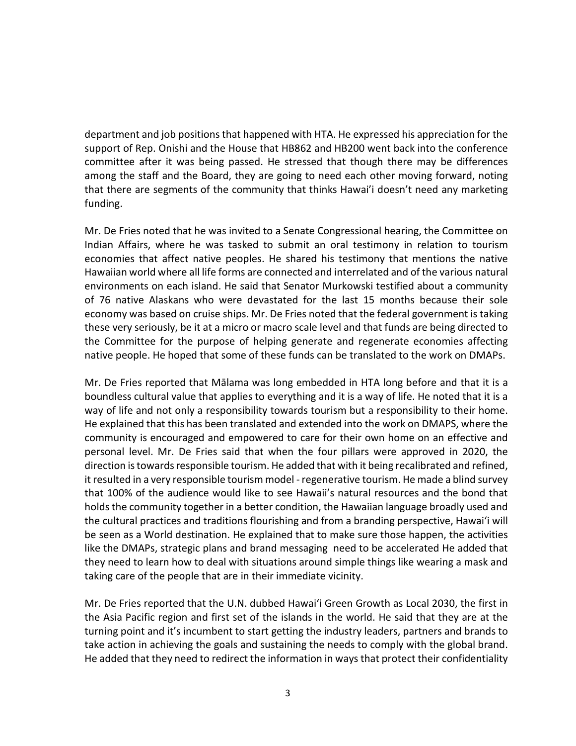department and job positions that happened with HTA. He expressed his appreciation for the support of Rep. Onishi and the House that HB862 and HB200 went back into the conference committee after it was being passed. He stressed that though there may be differences among the staff and the Board, they are going to need each other moving forward, noting that there are segments of the community that thinks Hawai'i doesn't need any marketing funding.

Mr. De Fries noted that he was invited to a Senate Congressional hearing, the Committee on Indian Affairs, where he was tasked to submit an oral testimony in relation to tourism economies that affect native peoples. He shared his testimony that mentions the native Hawaiian world where all life forms are connected and interrelated and of the various natural environments on each island. He said that Senator Murkowski testified about a community of 76 native Alaskans who were devastated for the last 15 months because their sole economy was based on cruise ships. Mr. De Fries noted that the federal government is taking these very seriously, be it at a micro or macro scale level and that funds are being directed to the Committee for the purpose of helping generate and regenerate economies affecting native people. He hoped that some of these funds can be translated to the work on DMAPs.

Mr. De Fries reported that Mālama was long embedded in HTA long before and that it is a boundless cultural value that applies to everything and it is a way of life. He noted that it is a way of life and not only a responsibility towards tourism but a responsibility to their home. He explained that this has been translated and extended into the work on DMAPS, where the community is encouraged and empowered to care for their own home on an effective and personal level. Mr. De Fries said that when the four pillars were approved in 2020, the direction is towards responsible tourism. He added that with it being recalibrated and refined, it resulted in a very responsible tourism model - regenerative tourism. He made a blind survey that 100% of the audience would like to see Hawaii's natural resources and the bond that holds the community together in a better condition, the Hawaiian language broadly used and the cultural practices and traditions flourishing and from a branding perspective, Hawai'i will be seen as a World destination. He explained that to make sure those happen, the activities like the DMAPs, strategic plans and brand messaging need to be accelerated He added that they need to learn how to deal with situations around simple things like wearing a mask and taking care of the people that are in their immediate vicinity.

Mr. De Fries reported that the U.N. dubbed Hawai'i Green Growth as Local 2030, the first in the Asia Pacific region and first set of the islands in the world. He said that they are at the turning point and it's incumbent to start getting the industry leaders, partners and brands to take action in achieving the goals and sustaining the needs to comply with the global brand. He added that they need to redirect the information in ways that protect their confidentiality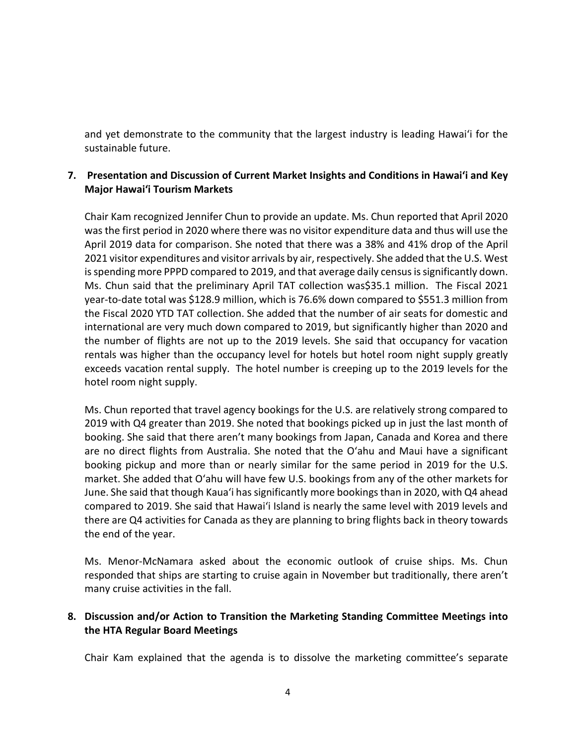and yet demonstrate to the community that the largest industry is leading Hawaiʻi for the sustainable future.

**7. Presentation and Discussion of Current Market Insights and Conditions in Hawaiʻi and Key Major Hawaiʻi Tourism Markets**

Chair Kam recognized Jennifer Chun to provide an update. Ms. Chun reported that April 2020 was the first period in 2020 where there was no visitor expenditure data and thus will use the April 2019 data for comparison. She noted that there was a 38% and 41% drop of the April 2021 visitor expenditures and visitor arrivals by air, respectively. She added that the U.S. West is spending more PPPD compared to 2019, and that average daily census is significantly down. Ms. Chun said that the preliminary April TAT collection was$35.1 million. The Fiscal 2021 year-to-date total was $128.9 million, which is 76.6% down compared to $551.3 million from the Fiscal 2020 YTD TAT collection. She added that the number of air seats for domestic and international are very much down compared to 2019, but significantly higher than 2020 and the number of flights are not up to the 2019 levels. She said that occupancy for vacation rentals was higher than the occupancy level for hotels but hotel room night supply greatly exceeds vacation rental supply. The hotel number is creeping up to the 2019 levels for the hotel room night supply.

Ms. Chun reported that travel agency bookings for the U.S. are relatively strong compared to 2019 with Q4 greater than 2019. She noted that bookings picked up in just the last month of booking. She said that there aren't many bookings from Japan, Canada and Korea and there are no direct flights from Australia. She noted that the Oʻahu and Maui have a significant booking pickup and more than or nearly similar for the same period in 2019 for the U.S. market. She added that Oʻahu will have few U.S. bookings from any of the other markets for June. She said that though Kauaʻi has significantly more bookings than in 2020, with Q4 ahead compared to 2019. She said that Hawaiʻi Island is nearly the same level with 2019 levels and there are Q4 activities for Canada as they are planning to bring flights back in theory towards the end of the year.

Ms. Menor-McNamara asked about the economic outlook of cruise ships. Ms. Chun responded that ships are starting to cruise again in November but traditionally, there aren't many cruise activities in the fall.

**8. Discussion and/or Action to Transition the Marketing Standing Committee Meetings into the HTA Regular Board Meetings**

Chair Kam explained that the agenda is to dissolve the marketing committee's separate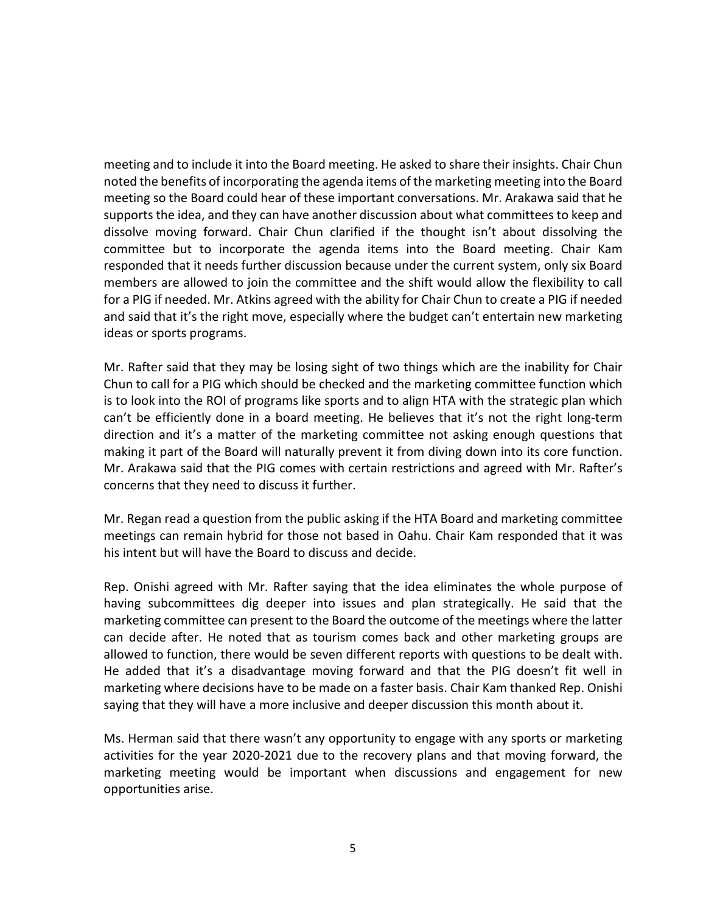meeting and to include it into the Board meeting. He asked to share their insights. Chair Chun noted the benefits of incorporating the agenda items of the marketing meeting into the Board meeting so the Board could hear of these important conversations. Mr. Arakawa said that he supports the idea, and they can have another discussion about what committees to keep and dissolve moving forward. Chair Chun clarified if the thought isn't about dissolving the committee but to incorporate the agenda items into the Board meeting. Chair Kam responded that it needs further discussion because under the current system, only six Board members are allowed to join the committee and the shift would allow the flexibility to call for a PIG if needed. Mr. Atkins agreed with the ability for Chair Chun to create a PIG if needed and said that it's the right move, especially where the budget can't entertain new marketing ideas or sports programs.

Mr. Rafter said that they may be losing sight of two things which are the inability for Chair Chun to call for a PIG which should be checked and the marketing committee function which is to look into the ROI of programs like sports and to align HTA with the strategic plan which can't be efficiently done in a board meeting. He believes that it's not the right long-term direction and it's a matter of the marketing committee not asking enough questions that making it part of the Board will naturally prevent it from diving down into its core function. Mr. Arakawa said that the PIG comes with certain restrictions and agreed with Mr. Rafter's concerns that they need to discuss it further.

Mr. Regan read a question from the public asking if the HTA Board and marketing committee meetings can remain hybrid for those not based in Oahu. Chair Kam responded that it was his intent but will have the Board to discuss and decide.

Rep. Onishi agreed with Mr. Rafter saying that the idea eliminates the whole purpose of having subcommittees dig deeper into issues and plan strategically. He said that the marketing committee can present to the Board the outcome of the meetings where the latter can decide after. He noted that as tourism comes back and other marketing groups are allowed to function, there would be seven different reports with questions to be dealt with. He added that it's a disadvantage moving forward and that the PIG doesn't fit well in marketing where decisions have to be made on a faster basis. Chair Kam thanked Rep. Onishi saying that they will have a more inclusive and deeper discussion this month about it.

Ms. Herman said that there wasn't any opportunity to engage with any sports or marketing activities for the year 2020-2021 due to the recovery plans and that moving forward, the marketing meeting would be important when discussions and engagement for new opportunities arise.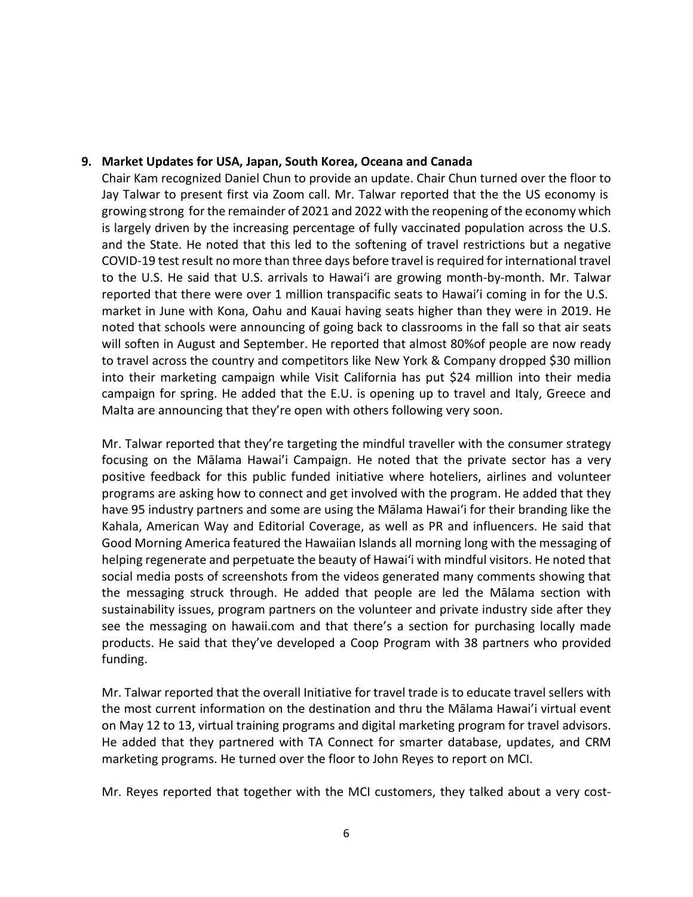**9. Market Updates for USA, Japan, South Korea, Oceana and Canada**

Chair Kam recognized Daniel Chun to provide an update. Chair Chun turned over the floor to Jay Talwar to present first via Zoom call. Mr. Talwar reported that the the US economy is growing strong for the remainder of 2021 and 2022 with the reopening of the economy which is largely driven by the increasing percentage of fully vaccinated population across the U.S. and the State. He noted that this led to the softening of travel restrictions but a negative COVID-19 test result no more than three days before travel is required for international travel to the U.S. He said that U.S. arrivals to Hawai'i are growing month-by-month. Mr. Talwar reported that there were over 1 million transpacific seats to Hawai'i coming in for the U.S. market in June with Kona, Oahu and Kauai having seats higher than they were in 2019. He noted that schools were announcing of going back to classrooms in the fall so that air seats will soften in August and September. He reported that almost 80%of people are now ready to travel across the country and competitors like New York & Company dropped $30 million into their marketing campaign while Visit California has put $24 million into their media campaign for spring. He added that the E.U. is opening up to travel and Italy, Greece and Malta are announcing that they're open with others following very soon.

Mr. Talwar reported that they're targeting the mindful traveller with the consumer strategy focusing on the Mālama Hawai'i Campaign. He noted that the private sector has a very positive feedback for this public funded initiative where hoteliers, airlines and volunteer programs are asking how to connect and get involved with the program. He added that they have 95 industry partners and some are using the Mālama Hawai'i for their branding like the Kahala, American Way and Editorial Coverage, as well as PR and influencers. He said that Good Morning America featured the Hawaiian Islands all morning long with the messaging of helping regenerate and perpetuate the beauty of Hawai'i with mindful visitors. He noted that social media posts of screenshots from the videos generated many comments showing that the messaging struck through. He added that people are led the Mālama section with sustainability issues, program partners on the volunteer and private industry side after they see the messaging on hawaii.com and that there's a section for purchasing locally made products. He said that they've developed a Coop Program with 38 partners who provided funding.

Mr. Talwar reported that the overall Initiative for travel trade is to educate travel sellers with the most current information on the destination and thru the Mālama Hawai'i virtual event on May 12 to 13, virtual training programs and digital marketing program for travel advisors. He added that they partnered with TA Connect for smarter database, updates, and CRM marketing programs. He turned over the floor to John Reyes to report on MCI.

Mr. Reyes reported that together with the MCI customers, they talked about a very cost-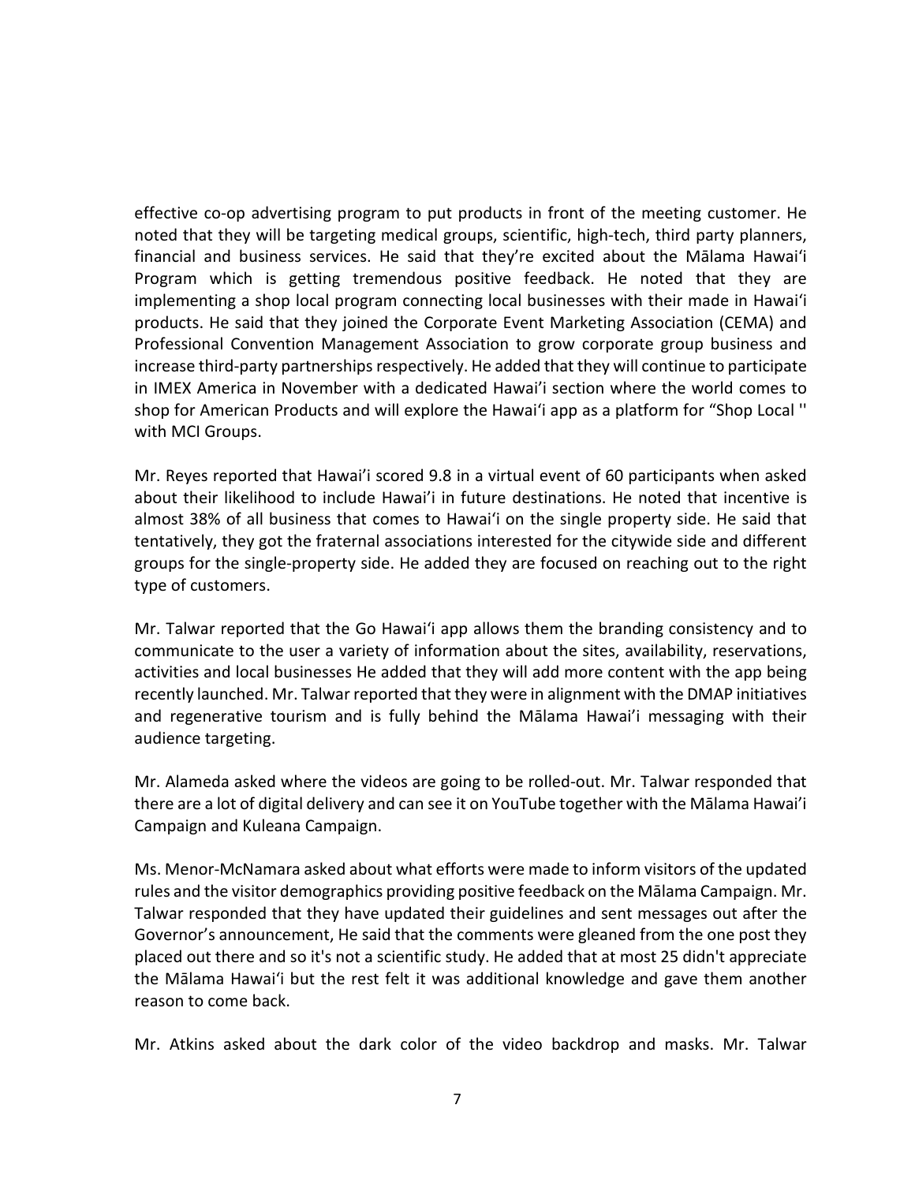effective co-op advertising program to put products in front of the meeting customer. He noted that they will be targeting medical groups, scientific, high-tech, third party planners, financial and business services. He said that they're excited about the Mālama Hawaiʻi Program which is getting tremendous positive feedback. He noted that they are implementing a shop local program connecting local businesses with their made in Hawaiʻi products. He said that they joined the Corporate Event Marketing Association (CEMA) and Professional Convention Management Association to grow corporate group business and increase third-party partnerships respectively. He added that they will continue to participate in IMEX America in November with a dedicated Hawai'i section where the world comes to shop for American Products and will explore the Hawaiʻi app as a platform for "Shop Local '' with MCI Groups.

Mr. Reyes reported that Hawai'i scored 9.8 in a virtual event of 60 participants when asked about their likelihood to include Hawai'i in future destinations. He noted that incentive is almost 38% of all business that comes to Hawaiʻi on the single property side. He said that tentatively, they got the fraternal associations interested for the citywide side and different groups for the single-property side. He added they are focused on reaching out to the right type of customers.

Mr. Talwar reported that the Go Hawaiʻi app allows them the branding consistency and to communicate to the user a variety of information about the sites, availability, reservations, activities and local businesses He added that they will add more content with the app being recently launched. Mr. Talwar reported that they were in alignment with the DMAP initiatives and regenerative tourism and is fully behind the Mālama Hawai'i messaging with their audience targeting.

Mr. Alameda asked where the videos are going to be rolled-out. Mr. Talwar responded that there are a lot of digital delivery and can see it on YouTube together with the Mālama Hawai'i Campaign and Kuleana Campaign.

Ms. Menor-McNamara asked about what efforts were made to inform visitors of the updated rules and the visitor demographics providing positive feedback on the Mālama Campaign. Mr. Talwar responded that they have updated their guidelines and sent messages out after the Governor's announcement, He said that the comments were gleaned from the one post they placed out there and so it's not a scientific study. He added that at most 25 didn't appreciate the Mālama Hawaiʻi but the rest felt it was additional knowledge and gave them another reason to come back.

Mr. Atkins asked about the dark color of the video backdrop and masks. Mr. Talwar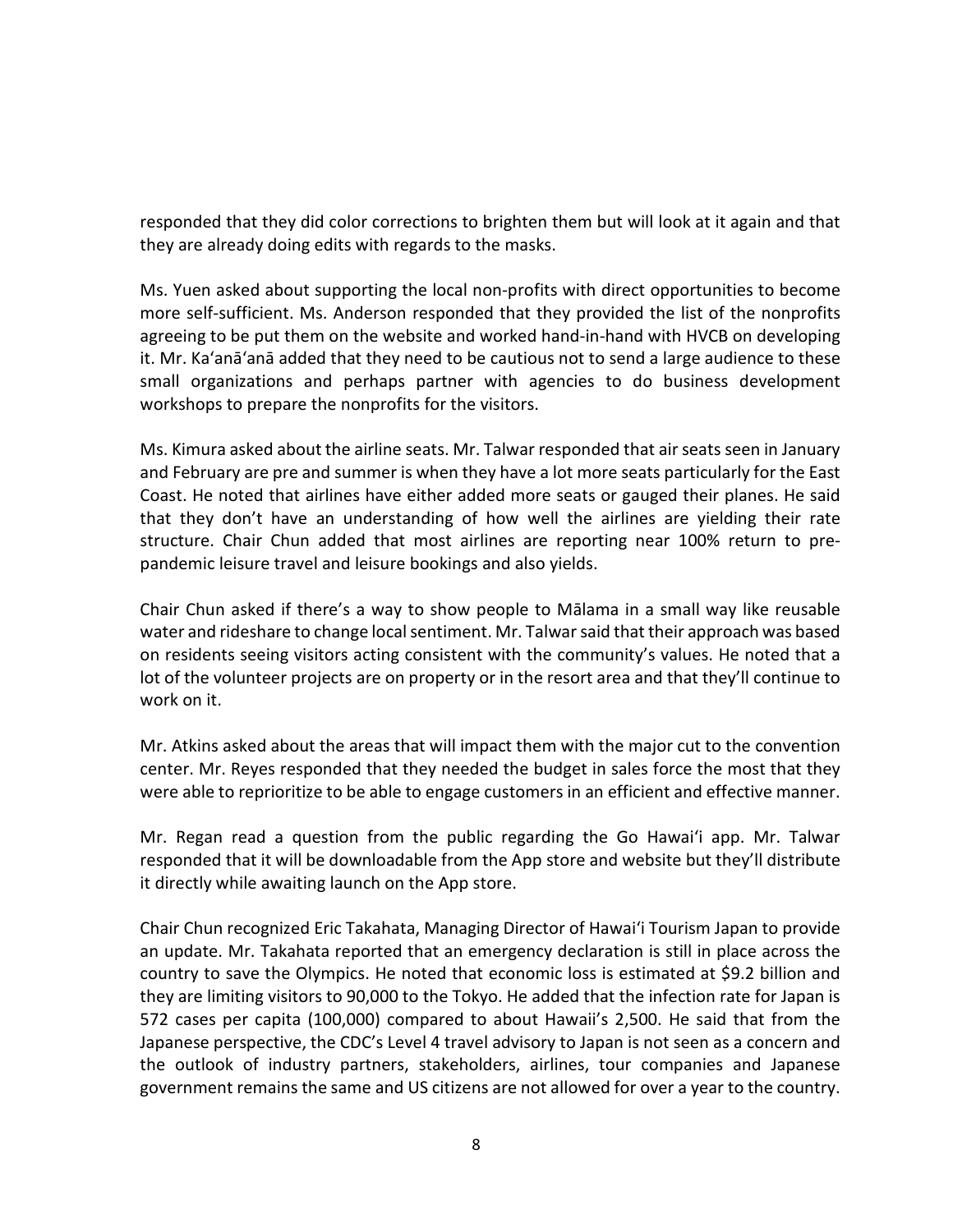responded that they did color corrections to brighten them but will look at it again and that they are already doing edits with regards to the masks.

Ms. Yuen asked about supporting the local non-profits with direct opportunities to become more self-sufficient. Ms. Anderson responded that they provided the list of the nonprofits agreeing to be put them on the website and worked hand-in-hand with HVCB on developing it. Mr. Ka'anā'anā added that they need to be cautious not to send a large audience to these small organizations and perhaps partner with agencies to do business development workshops to prepare the nonprofits for the visitors.

Ms. Kimura asked about the airline seats. Mr. Talwar responded that air seats seen in January and February are pre and summer is when they have a lot more seats particularly for the East Coast. He noted that airlines have either added more seats or gauged their planes. He said that they don't have an understanding of how well the airlines are yielding their rate structure. Chair Chun added that most airlines are reporting near 100% return to pre-pandemic leisure travel and leisure bookings and also yields.

Chair Chun asked if there's a way to show people to Mālama in a small way like reusable water and rideshare to change local sentiment. Mr. Talwar said that their approach was based on residents seeing visitors acting consistent with the community's values. He noted that a lot of the volunteer projects are on property or in the resort area and that they'll continue to work on it.

Mr. Atkins asked about the areas that will impact them with the major cut to the convention center. Mr. Reyes responded that they needed the budget in sales force the most that they were able to reprioritize to be able to engage customers in an efficient and effective manner.

Mr. Regan read a question from the public regarding the Go Hawai'i app. Mr. Talwar responded that it will be downloadable from the App store and website but they'll distribute it directly while awaiting launch on the App store.

Chair Chun recognized Eric Takahata, Managing Director of Hawai'i Tourism Japan to provide an update. Mr. Takahata reported that an emergency declaration is still in place across the country to save the Olympics. He noted that economic loss is estimated at $9.2 billion and they are limiting visitors to 90,000 to the Tokyo. He added that the infection rate for Japan is 572 cases per capita (100,000) compared to about Hawaii's 2,500. He said that from the Japanese perspective, the CDC's Level 4 travel advisory to Japan is not seen as a concern and the outlook of industry partners, stakeholders, airlines, tour companies and Japanese government remains the same and US citizens are not allowed for over a year to the country.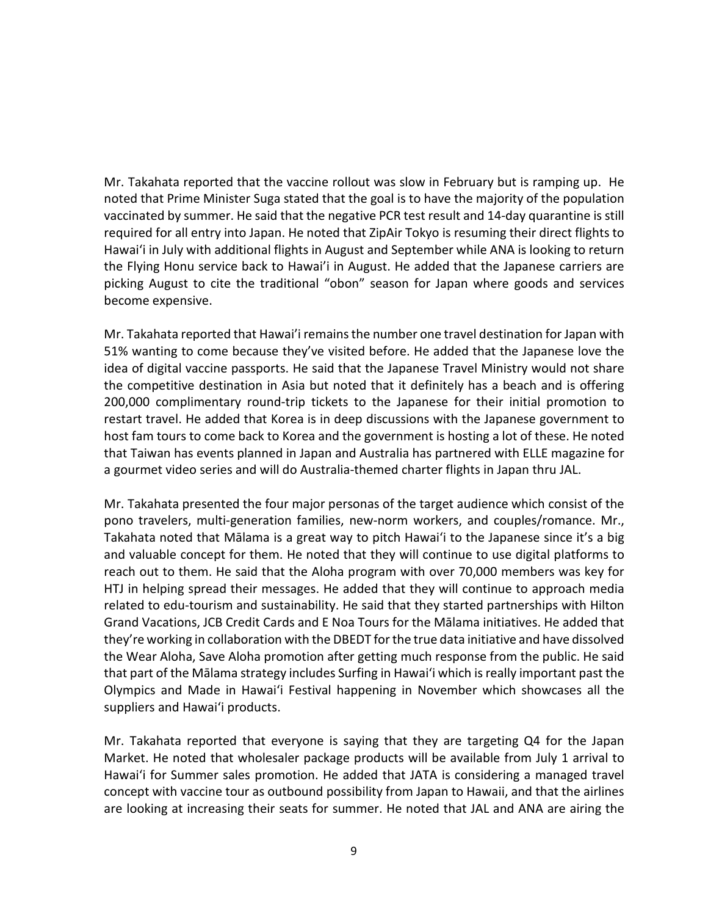Mr. Takahata reported that the vaccine rollout was slow in February but is ramping up. He noted that Prime Minister Suga stated that the goal is to have the majority of the population vaccinated by summer. He said that the negative PCR test result and 14-day quarantine is still required for all entry into Japan. He noted that ZipAir Tokyo is resuming their direct flights to Hawaiʻi in July with additional flights in August and September while ANA is looking to return the Flying Honu service back to Hawai'i in August. He added that the Japanese carriers are picking August to cite the traditional "obon" season for Japan where goods and services become expensive.

Mr. Takahata reported that Hawai'i remains the number one travel destination for Japan with 51% wanting to come because they've visited before. He added that the Japanese love the idea of digital vaccine passports. He said that the Japanese Travel Ministry would not share the competitive destination in Asia but noted that it definitely has a beach and is offering 200,000 complimentary round-trip tickets to the Japanese for their initial promotion to restart travel. He added that Korea is in deep discussions with the Japanese government to host fam tours to come back to Korea and the government is hosting a lot of these. He noted that Taiwan has events planned in Japan and Australia has partnered with ELLE magazine for a gourmet video series and will do Australia-themed charter flights in Japan thru JAL.

Mr. Takahata presented the four major personas of the target audience which consist of the pono travelers, multi-generation families, new-norm workers, and couples/romance. Mr., Takahata noted that Mālama is a great way to pitch Hawaiʻi to the Japanese since it's a big and valuable concept for them. He noted that they will continue to use digital platforms to reach out to them. He said that the Aloha program with over 70,000 members was key for HTJ in helping spread their messages. He added that they will continue to approach media related to edu-tourism and sustainability. He said that they started partnerships with Hilton Grand Vacations, JCB Credit Cards and E Noa Tours for the Mālama initiatives. He added that they're working in collaboration with the DBEDT for the true data initiative and have dissolved the Wear Aloha, Save Aloha promotion after getting much response from the public. He said that part of the Mālama strategy includes Surfing in Hawaiʻi which is really important past the Olympics and Made in Hawaiʻi Festival happening in November which showcases all the suppliers and Hawaiʻi products.

Mr. Takahata reported that everyone is saying that they are targeting Q4 for the Japan Market. He noted that wholesaler package products will be available from July 1 arrival to Hawaiʻi for Summer sales promotion. He added that JATA is considering a managed travel concept with vaccine tour as outbound possibility from Japan to Hawaii, and that the airlines are looking at increasing their seats for summer. He noted that JAL and ANA are airing the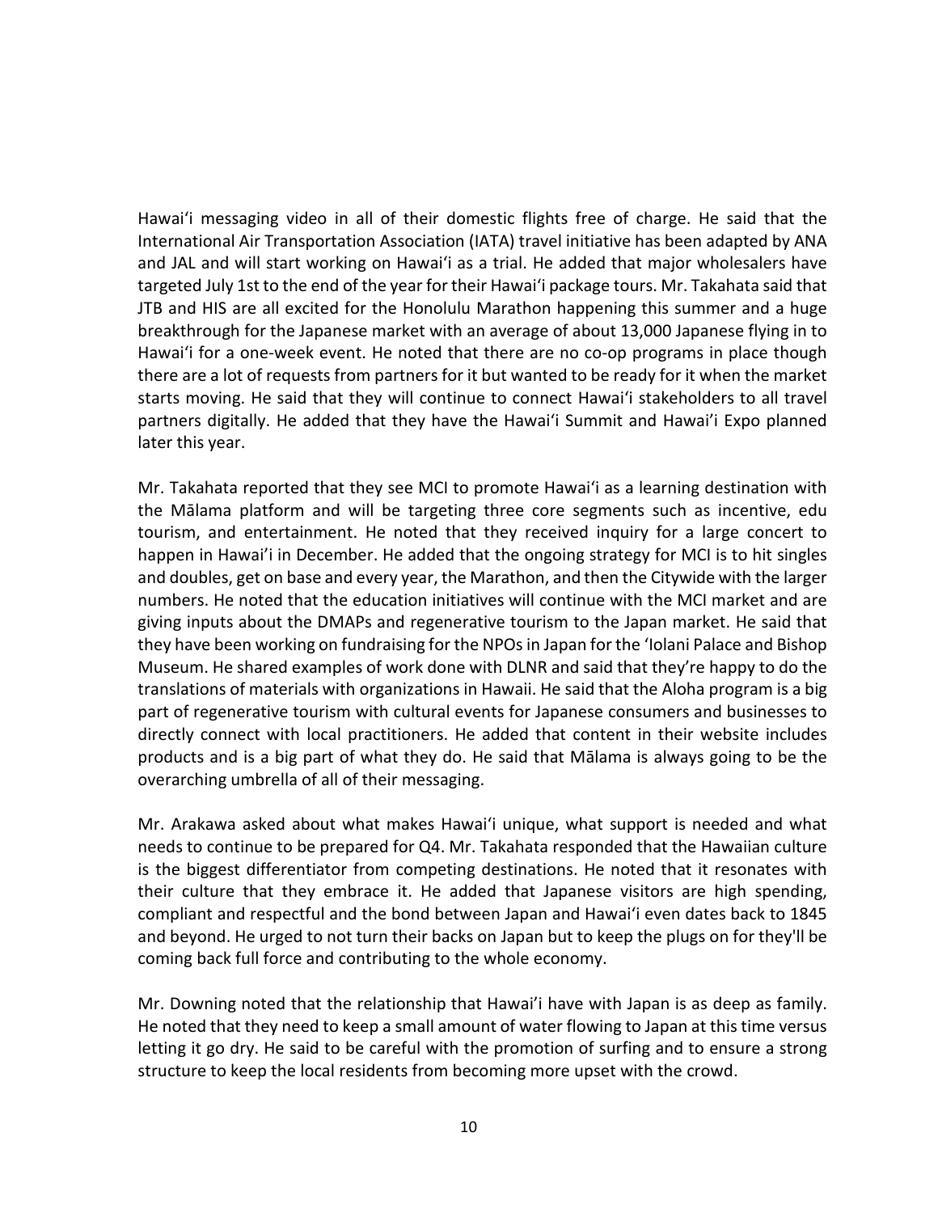Hawaiʻi messaging video in all of their domestic flights free of charge. He said that the International Air Transportation Association (IATA) travel initiative has been adapted by ANA and JAL and will start working on Hawaiʻi as a trial. He added that major wholesalers have targeted July 1st to the end of the year for their Hawaiʻi package tours. Mr. Takahata said that JTB and HIS are all excited for the Honolulu Marathon happening this summer and a huge breakthrough for the Japanese market with an average of about 13,000 Japanese flying in to Hawaiʻi for a one-week event. He noted that there are no co-op programs in place though there are a lot of requests from partners for it but wanted to be ready for it when the market starts moving. He said that they will continue to connect Hawaiʻi stakeholders to all travel partners digitally. He added that they have the Hawaiʻi Summit and Hawai'i Expo planned later this year.

Mr. Takahata reported that they see MCI to promote Hawaiʻi as a learning destination with the Mālama platform and will be targeting three core segments such as incentive, edu tourism, and entertainment. He noted that they received inquiry for a large concert to happen in Hawai'i in December. He added that the ongoing strategy for MCI is to hit singles and doubles, get on base and every year, the Marathon, and then the Citywide with the larger numbers. He noted that the education initiatives will continue with the MCI market and are giving inputs about the DMAPs and regenerative tourism to the Japan market. He said that they have been working on fundraising for the NPOs in Japan for the ʻIolani Palace and Bishop Museum. He shared examples of work done with DLNR and said that they're happy to do the translations of materials with organizations in Hawaii. He said that the Aloha program is a big part of regenerative tourism with cultural events for Japanese consumers and businesses to directly connect with local practitioners. He added that content in their website includes products and is a big part of what they do. He said that Mālama is always going to be the overarching umbrella of all of their messaging.

Mr. Arakawa asked about what makes Hawaiʻi unique, what support is needed and what needs to continue to be prepared for Q4. Mr. Takahata responded that the Hawaiian culture is the biggest differentiator from competing destinations. He noted that it resonates with their culture that they embrace it. He added that Japanese visitors are high spending, compliant and respectful and the bond between Japan and Hawaiʻi even dates back to 1845 and beyond. He urged to not turn their backs on Japan but to keep the plugs on for they'll be coming back full force and contributing to the whole economy.

Mr. Downing noted that the relationship that Hawai'i have with Japan is as deep as family. He noted that they need to keep a small amount of water flowing to Japan at this time versus letting it go dry. He said to be careful with the promotion of surfing and to ensure a strong structure to keep the local residents from becoming more upset with the crowd.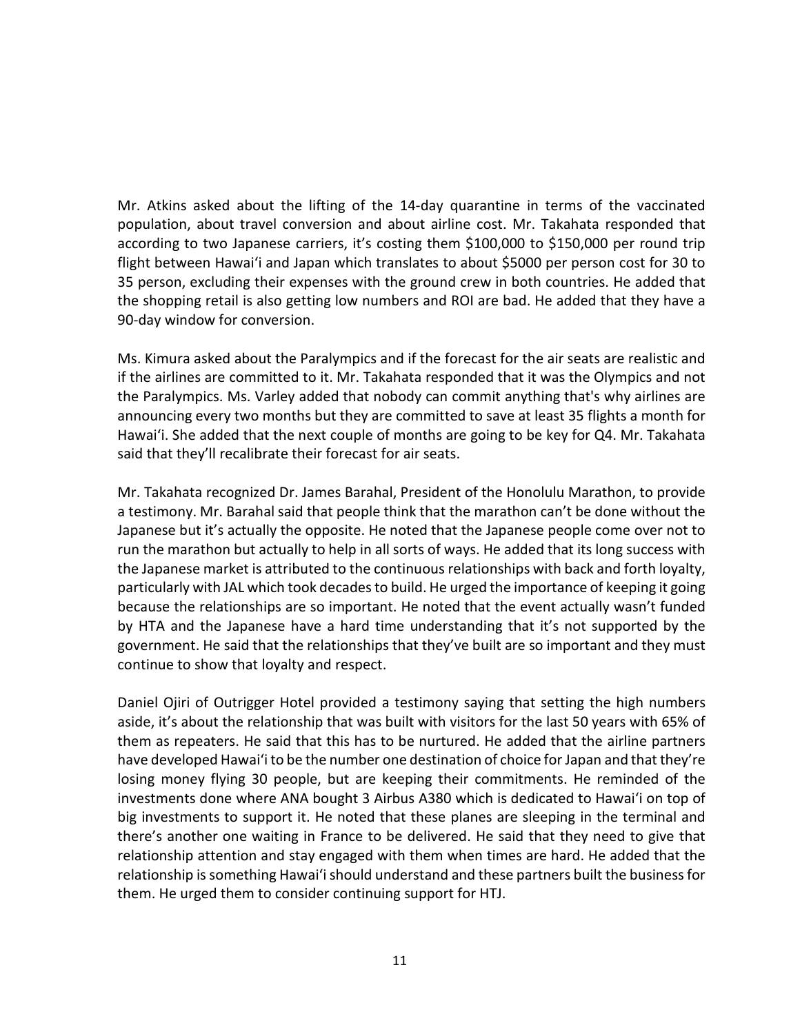Mr. Atkins asked about the lifting of the 14-day quarantine in terms of the vaccinated population, about travel conversion and about airline cost. Mr. Takahata responded that according to two Japanese carriers, it's costing them $100,000 to $150,000 per round trip flight between Hawai'i and Japan which translates to about $5000 per person cost for 30 to 35 person, excluding their expenses with the ground crew in both countries. He added that the shopping retail is also getting low numbers and ROI are bad. He added that they have a 90-day window for conversion.

Ms. Kimura asked about the Paralympics and if the forecast for the air seats are realistic and if the airlines are committed to it. Mr. Takahata responded that it was the Olympics and not the Paralympics. Ms. Varley added that nobody can commit anything that's why airlines are announcing every two months but they are committed to save at least 35 flights a month for Hawai'i. She added that the next couple of months are going to be key for Q4. Mr. Takahata said that they'll recalibrate their forecast for air seats.

Mr. Takahata recognized Dr. James Barahal, President of the Honolulu Marathon, to provide a testimony. Mr. Barahal said that people think that the marathon can't be done without the Japanese but it's actually the opposite. He noted that the Japanese people come over not to run the marathon but actually to help in all sorts of ways. He added that its long success with the Japanese market is attributed to the continuous relationships with back and forth loyalty, particularly with JAL which took decades to build. He urged the importance of keeping it going because the relationships are so important. He noted that the event actually wasn't funded by HTA and the Japanese have a hard time understanding that it's not supported by the government. He said that the relationships that they've built are so important and they must continue to show that loyalty and respect.

Daniel Ojiri of Outrigger Hotel provided a testimony saying that setting the high numbers aside, it's about the relationship that was built with visitors for the last 50 years with 65% of them as repeaters. He said that this has to be nurtured. He added that the airline partners have developed Hawai'i to be the number one destination of choice for Japan and that they're losing money flying 30 people, but are keeping their commitments. He reminded of the investments done where ANA bought 3 Airbus A380 which is dedicated to Hawai'i on top of big investments to support it. He noted that these planes are sleeping in the terminal and there's another one waiting in France to be delivered. He said that they need to give that relationship attention and stay engaged with them when times are hard. He added that the relationship is something Hawai'i should understand and these partners built the business for them. He urged them to consider continuing support for HTJ.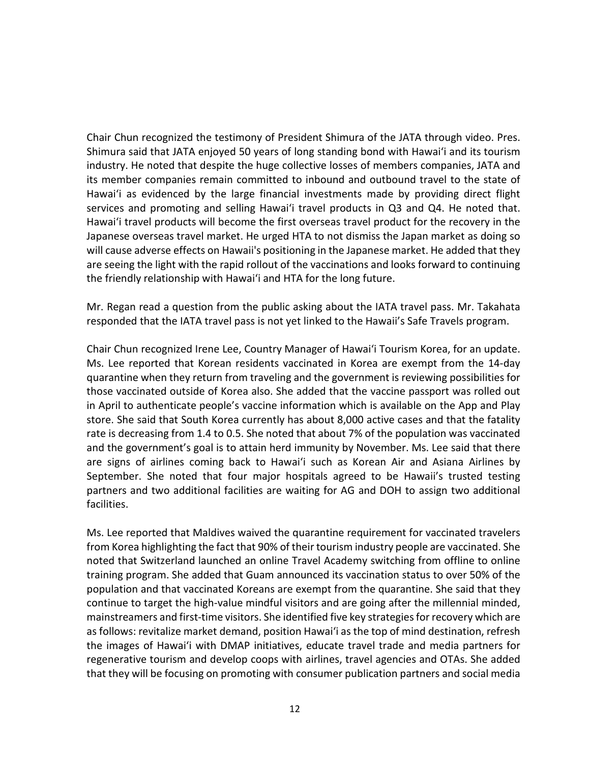Chair Chun recognized the testimony of President Shimura of the JATA through video. Pres. Shimura said that JATA enjoyed 50 years of long standing bond with Hawaiʻi and its tourism industry. He noted that despite the huge collective losses of members companies, JATA and its member companies remain committed to inbound and outbound travel to the state of Hawaiʻi as evidenced by the large financial investments made by providing direct flight services and promoting and selling Hawaiʻi travel products in Q3 and Q4. He noted that. Hawaiʻi travel products will become the first overseas travel product for the recovery in the Japanese overseas travel market. He urged HTA to not dismiss the Japan market as doing so will cause adverse effects on Hawaii's positioning in the Japanese market. He added that they are seeing the light with the rapid rollout of the vaccinations and looks forward to continuing the friendly relationship with Hawaiʻi and HTA for the long future.

Mr. Regan read a question from the public asking about the IATA travel pass. Mr. Takahata responded that the IATA travel pass is not yet linked to the Hawaii's Safe Travels program.

Chair Chun recognized Irene Lee, Country Manager of Hawaiʻi Tourism Korea, for an update. Ms. Lee reported that Korean residents vaccinated in Korea are exempt from the 14-day quarantine when they return from traveling and the government is reviewing possibilities for those vaccinated outside of Korea also. She added that the vaccine passport was rolled out in April to authenticate people's vaccine information which is available on the App and Play store. She said that South Korea currently has about 8,000 active cases and that the fatality rate is decreasing from 1.4 to 0.5. She noted that about 7% of the population was vaccinated and the government's goal is to attain herd immunity by November. Ms. Lee said that there are signs of airlines coming back to Hawaiʻi such as Korean Air and Asiana Airlines by September. She noted that four major hospitals agreed to be Hawaii's trusted testing partners and two additional facilities are waiting for AG and DOH to assign two additional facilities.

Ms. Lee reported that Maldives waived the quarantine requirement for vaccinated travelers from Korea highlighting the fact that 90% of their tourism industry people are vaccinated. She noted that Switzerland launched an online Travel Academy switching from offline to online training program. She added that Guam announced its vaccination status to over 50% of the population and that vaccinated Koreans are exempt from the quarantine. She said that they continue to target the high-value mindful visitors and are going after the millennial minded, mainstreamers and first-time visitors. She identified five key strategies for recovery which are as follows: revitalize market demand, position Hawaiʻi as the top of mind destination, refresh the images of Hawaiʻi with DMAP initiatives, educate travel trade and media partners for regenerative tourism and develop coops with airlines, travel agencies and OTAs. She added that they will be focusing on promoting with consumer publication partners and social media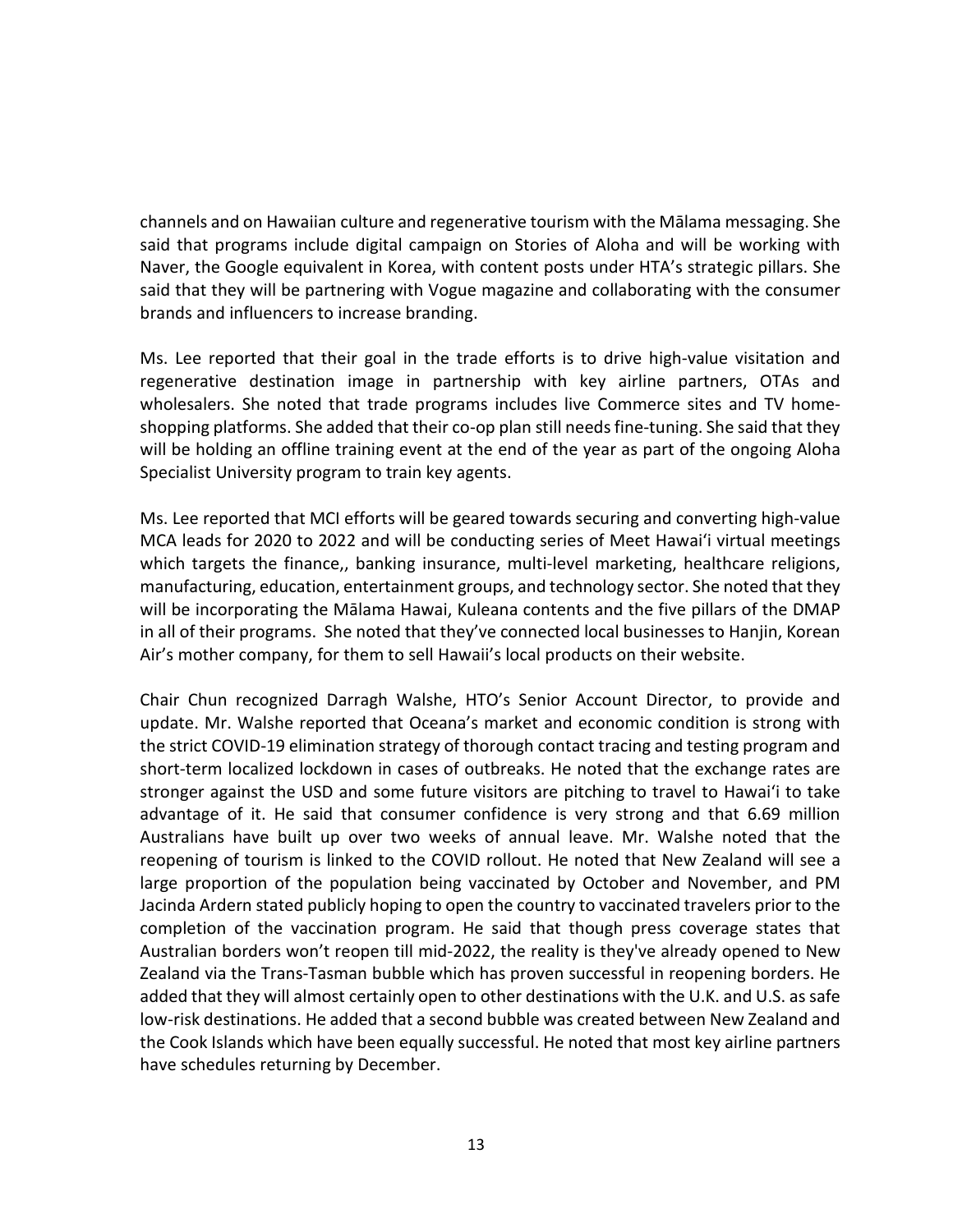channels and on Hawaiian culture and regenerative tourism with the Mālama messaging. She said that programs include digital campaign on Stories of Aloha and will be working with Naver, the Google equivalent in Korea, with content posts under HTA's strategic pillars. She said that they will be partnering with Vogue magazine and collaborating with the consumer brands and influencers to increase branding.

Ms. Lee reported that their goal in the trade efforts is to drive high-value visitation and regenerative destination image in partnership with key airline partners, OTAs and wholesalers. She noted that trade programs includes live Commerce sites and TV home-shopping platforms. She added that their co-op plan still needs fine-tuning. She said that they will be holding an offline training event at the end of the year as part of the ongoing Aloha Specialist University program to train key agents.

Ms. Lee reported that MCI efforts will be geared towards securing and converting high-value MCA leads for 2020 to 2022 and will be conducting series of Meet Hawaiʻi virtual meetings which targets the finance,, banking insurance, multi-level marketing, healthcare religions, manufacturing, education, entertainment groups, and technology sector. She noted that they will be incorporating the Mālama Hawai, Kuleana contents and the five pillars of the DMAP in all of their programs. She noted that they've connected local businesses to Hanjin, Korean Air's mother company, for them to sell Hawaii's local products on their website.

Chair Chun recognized Darragh Walshe, HTO's Senior Account Director, to provide and update. Mr. Walshe reported that Oceana's market and economic condition is strong with the strict COVID-19 elimination strategy of thorough contact tracing and testing program and short-term localized lockdown in cases of outbreaks. He noted that the exchange rates are stronger against the USD and some future visitors are pitching to travel to Hawaiʻi to take advantage of it. He said that consumer confidence is very strong and that 6.69 million Australians have built up over two weeks of annual leave. Mr. Walshe noted that the reopening of tourism is linked to the COVID rollout. He noted that New Zealand will see a large proportion of the population being vaccinated by October and November, and PM Jacinda Ardern stated publicly hoping to open the country to vaccinated travelers prior to the completion of the vaccination program. He said that though press coverage states that Australian borders won't reopen till mid-2022, the reality is they've already opened to New Zealand via the Trans-Tasman bubble which has proven successful in reopening borders. He added that they will almost certainly open to other destinations with the U.K. and U.S. as safe low-risk destinations. He added that a second bubble was created between New Zealand and the Cook Islands which have been equally successful. He noted that most key airline partners have schedules returning by December.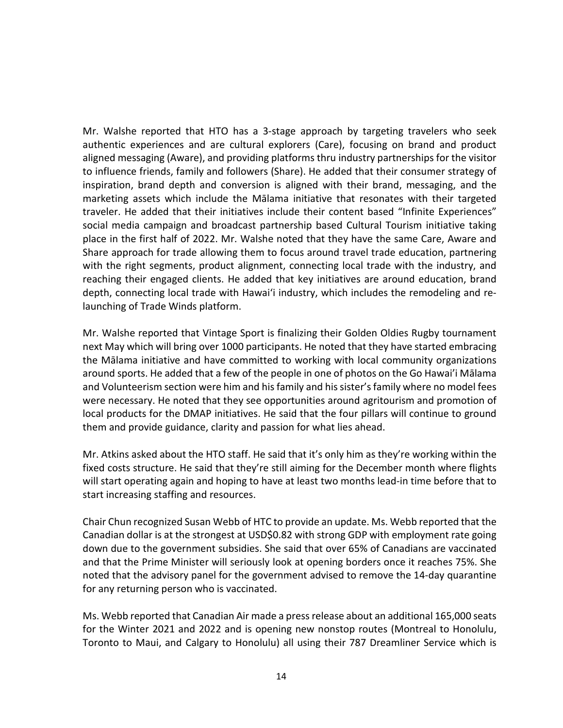Mr. Walshe reported that HTO has a 3-stage approach by targeting travelers who seek authentic experiences and are cultural explorers (Care), focusing on brand and product aligned messaging (Aware), and providing platforms thru industry partnerships for the visitor to influence friends, family and followers (Share). He added that their consumer strategy of inspiration, brand depth and conversion is aligned with their brand, messaging, and the marketing assets which include the Mālama initiative that resonates with their targeted traveler. He added that their initiatives include their content based "Infinite Experiences" social media campaign and broadcast partnership based Cultural Tourism initiative taking place in the first half of 2022. Mr. Walshe noted that they have the same Care, Aware and Share approach for trade allowing them to focus around travel trade education, partnering with the right segments, product alignment, connecting local trade with the industry, and reaching their engaged clients. He added that key initiatives are around education, brand depth, connecting local trade with Hawai'i industry, which includes the remodeling and re-launching of Trade Winds platform.

Mr. Walshe reported that Vintage Sport is finalizing their Golden Oldies Rugby tournament next May which will bring over 1000 participants. He noted that they have started embracing the Mālama initiative and have committed to working with local community organizations around sports. He added that a few of the people in one of photos on the Go Hawai'i Mālama and Volunteerism section were him and his family and his sister's family where no model fees were necessary. He noted that they see opportunities around agritourism and promotion of local products for the DMAP initiatives. He said that the four pillars will continue to ground them and provide guidance, clarity and passion for what lies ahead.

Mr. Atkins asked about the HTO staff. He said that it's only him as they're working within the fixed costs structure. He said that they're still aiming for the December month where flights will start operating again and hoping to have at least two months lead-in time before that to start increasing staffing and resources.

Chair Chun recognized Susan Webb of HTC to provide an update. Ms. Webb reported that the Canadian dollar is at the strongest at USD$0.82 with strong GDP with employment rate going down due to the government subsidies. She said that over 65% of Canadians are vaccinated and that the Prime Minister will seriously look at opening borders once it reaches 75%. She noted that the advisory panel for the government advised to remove the 14-day quarantine for any returning person who is vaccinated.

Ms. Webb reported that Canadian Air made a press release about an additional 165,000 seats for the Winter 2021 and 2022 and is opening new nonstop routes (Montreal to Honolulu, Toronto to Maui, and Calgary to Honolulu) all using their 787 Dreamliner Service which is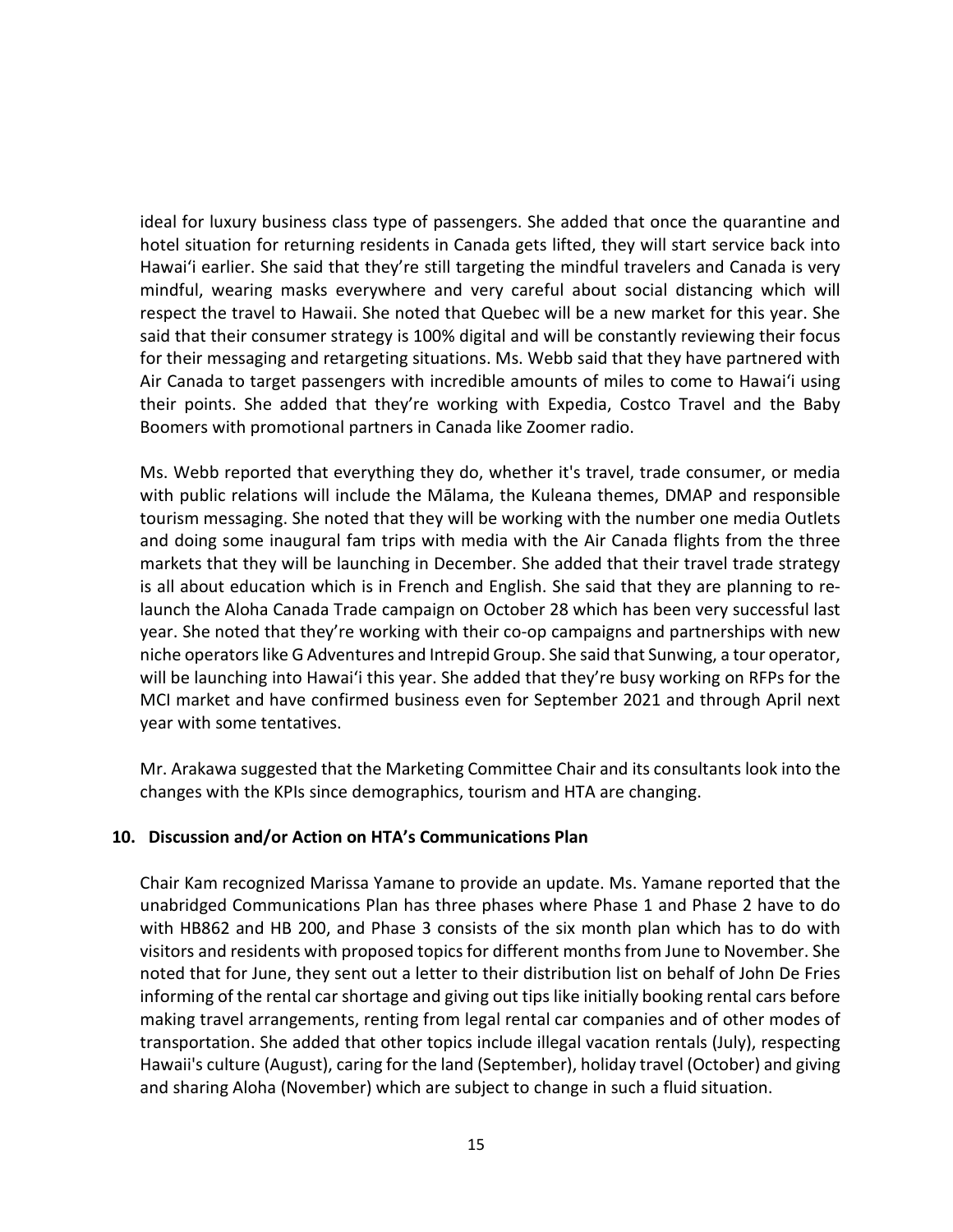ideal for luxury business class type of passengers. She added that once the quarantine and hotel situation for returning residents in Canada gets lifted, they will start service back into Hawaiʻi earlier. She said that they're still targeting the mindful travelers and Canada is very mindful, wearing masks everywhere and very careful about social distancing which will respect the travel to Hawaii. She noted that Quebec will be a new market for this year. She said that their consumer strategy is 100% digital and will be constantly reviewing their focus for their messaging and retargeting situations. Ms. Webb said that they have partnered with Air Canada to target passengers with incredible amounts of miles to come to Hawaiʻi using their points. She added that they're working with Expedia, Costco Travel and the Baby Boomers with promotional partners in Canada like Zoomer radio.

Ms. Webb reported that everything they do, whether it's travel, trade consumer, or media with public relations will include the Mālama, the Kuleana themes, DMAP and responsible tourism messaging. She noted that they will be working with the number one media Outlets and doing some inaugural fam trips with media with the Air Canada flights from the three markets that they will be launching in December. She added that their travel trade strategy is all about education which is in French and English. She said that they are planning to re-launch the Aloha Canada Trade campaign on October 28 which has been very successful last year. She noted that they're working with their co-op campaigns and partnerships with new niche operators like G Adventures and Intrepid Group. She said that Sunwing, a tour operator, will be launching into Hawaiʻi this year. She added that they're busy working on RFPs for the MCI market and have confirmed business even for September 2021 and through April next year with some tentatives.

Mr. Arakawa suggested that the Marketing Committee Chair and its consultants look into the changes with the KPIs since demographics, tourism and HTA are changing.

## 10. Discussion and/or Action on HTA's Communications Plan

Chair Kam recognized Marissa Yamane to provide an update. Ms. Yamane reported that the unabridged Communications Plan has three phases where Phase 1 and Phase 2 have to do with HB862 and HB 200, and Phase 3 consists of the six month plan which has to do with visitors and residents with proposed topics for different months from June to November. She noted that for June, they sent out a letter to their distribution list on behalf of John De Fries informing of the rental car shortage and giving out tips like initially booking rental cars before making travel arrangements, renting from legal rental car companies and of other modes of transportation. She added that other topics include illegal vacation rentals (July), respecting Hawaii's culture (August), caring for the land (September), holiday travel (October) and giving and sharing Aloha (November) which are subject to change in such a fluid situation.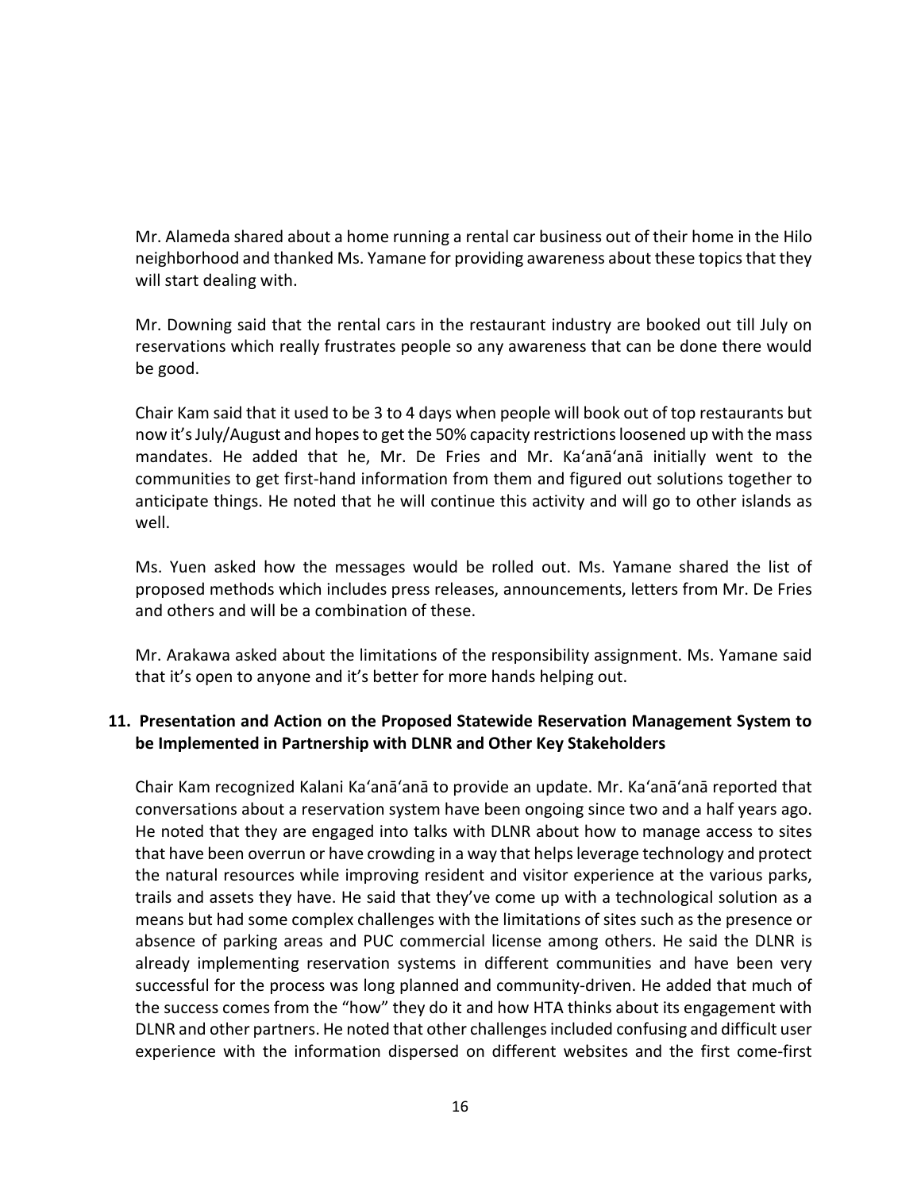Mr. Alameda shared about a home running a rental car business out of their home in the Hilo neighborhood and thanked Ms. Yamane for providing awareness about these topics that they will start dealing with.

Mr. Downing said that the rental cars in the restaurant industry are booked out till July on reservations which really frustrates people so any awareness that can be done there would be good.

Chair Kam said that it used to be 3 to 4 days when people will book out of top restaurants but now it's July/August and hopes to get the 50% capacity restrictions loosened up with the mass mandates. He added that he, Mr. De Fries and Mr. Ka'anā'anā initially went to the communities to get first-hand information from them and figured out solutions together to anticipate things. He noted that he will continue this activity and will go to other islands as well.

Ms. Yuen asked how the messages would be rolled out. Ms. Yamane shared the list of proposed methods which includes press releases, announcements, letters from Mr. De Fries and others and will be a combination of these.

Mr. Arakawa asked about the limitations of the responsibility assignment. Ms. Yamane said that it's open to anyone and it's better for more hands helping out.

**11. Presentation and Action on the Proposed Statewide Reservation Management System to be Implemented in Partnership with DLNR and Other Key Stakeholders**

Chair Kam recognized Kalani Ka'anā'anā to provide an update. Mr. Ka'anā'anā reported that conversations about a reservation system have been ongoing since two and a half years ago. He noted that they are engaged into talks with DLNR about how to manage access to sites that have been overrun or have crowding in a way that helps leverage technology and protect the natural resources while improving resident and visitor experience at the various parks, trails and assets they have. He said that they've come up with a technological solution as a means but had some complex challenges with the limitations of sites such as the presence or absence of parking areas and PUC commercial license among others. He said the DLNR is already implementing reservation systems in different communities and have been very successful for the process was long planned and community-driven. He added that much of the success comes from the "how" they do it and how HTA thinks about its engagement with DLNR and other partners. He noted that other challenges included confusing and difficult user experience with the information dispersed on different websites and the first come-first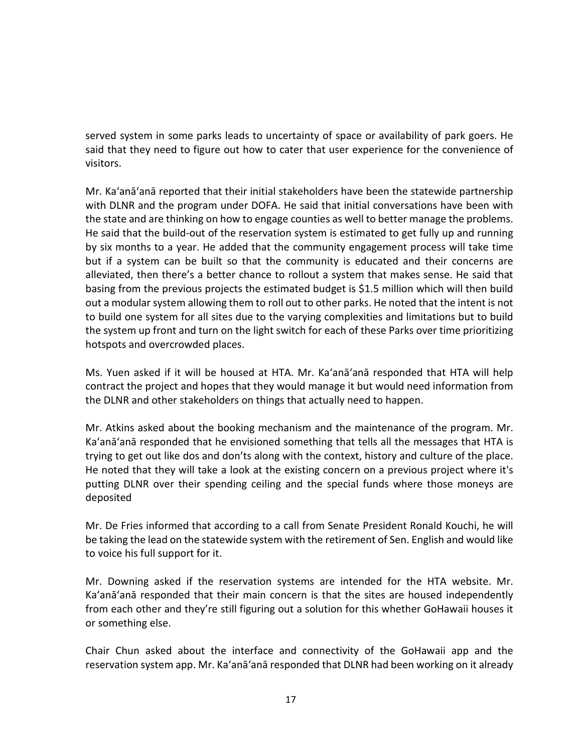served system in some parks leads to uncertainty of space or availability of park goers. He said that they need to figure out how to cater that user experience for the convenience of visitors.

Mr. Kaʻanāʻanā reported that their initial stakeholders have been the statewide partnership with DLNR and the program under DOFA. He said that initial conversations have been with the state and are thinking on how to engage counties as well to better manage the problems. He said that the build-out of the reservation system is estimated to get fully up and running by six months to a year. He added that the community engagement process will take time but if a system can be built so that the community is educated and their concerns are alleviated, then there's a better chance to rollout a system that makes sense. He said that basing from the previous projects the estimated budget is $1.5 million which will then build out a modular system allowing them to roll out to other parks. He noted that the intent is not to build one system for all sites due to the varying complexities and limitations but to build the system up front and turn on the light switch for each of these Parks over time prioritizing hotspots and overcrowded places.

Ms. Yuen asked if it will be housed at HTA. Mr. Kaʻanāʻanā responded that HTA will help contract the project and hopes that they would manage it but would need information from the DLNR and other stakeholders on things that actually need to happen.

Mr. Atkins asked about the booking mechanism and the maintenance of the program. Mr. Kaʻanāʻanā responded that he envisioned something that tells all the messages that HTA is trying to get out like dos and don'ts along with the context, history and culture of the place. He noted that they will take a look at the existing concern on a previous project where it's putting DLNR over their spending ceiling and the special funds where those moneys are deposited

Mr. De Fries informed that according to a call from Senate President Ronald Kouchi, he will be taking the lead on the statewide system with the retirement of Sen. English and would like to voice his full support for it.

Mr. Downing asked if the reservation systems are intended for the HTA website. Mr. Kaʻanāʻanā responded that their main concern is that the sites are housed independently from each other and they're still figuring out a solution for this whether GoHawaii houses it or something else.

Chair Chun asked about the interface and connectivity of the GoHawaii app and the reservation system app. Mr. Kaʻanāʻanā responded that DLNR had been working on it already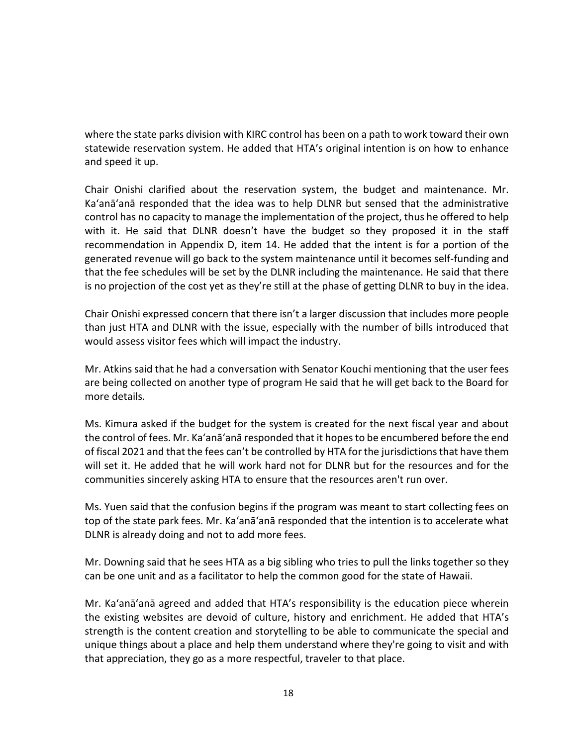where the state parks division with KIRC control has been on a path to work toward their own statewide reservation system. He added that HTA's original intention is on how to enhance and speed it up.

Chair Onishi clarified about the reservation system, the budget and maintenance. Mr. Ka'anā'anā responded that the idea was to help DLNR but sensed that the administrative control has no capacity to manage the implementation of the project, thus he offered to help with it. He said that DLNR doesn't have the budget so they proposed it in the staff recommendation in Appendix D, item 14. He added that the intent is for a portion of the generated revenue will go back to the system maintenance until it becomes self-funding and that the fee schedules will be set by the DLNR including the maintenance. He said that there is no projection of the cost yet as they're still at the phase of getting DLNR to buy in the idea.

Chair Onishi expressed concern that there isn't a larger discussion that includes more people than just HTA and DLNR with the issue, especially with the number of bills introduced that would assess visitor fees which will impact the industry.

Mr. Atkins said that he had a conversation with Senator Kouchi mentioning that the user fees are being collected on another type of program He said that he will get back to the Board for more details.

Ms. Kimura asked if the budget for the system is created for the next fiscal year and about the control of fees. Mr. Ka'anā'anā responded that it hopes to be encumbered before the end of fiscal 2021 and that the fees can't be controlled by HTA for the jurisdictions that have them will set it. He added that he will work hard not for DLNR but for the resources and for the communities sincerely asking HTA to ensure that the resources aren't run over.

Ms. Yuen said that the confusion begins if the program was meant to start collecting fees on top of the state park fees. Mr. Ka'anā'anā responded that the intention is to accelerate what DLNR is already doing and not to add more fees.

Mr. Downing said that he sees HTA as a big sibling who tries to pull the links together so they can be one unit and as a facilitator to help the common good for the state of Hawaii.

Mr. Ka'anā'anā agreed and added that HTA's responsibility is the education piece wherein the existing websites are devoid of culture, history and enrichment. He added that HTA's strength is the content creation and storytelling to be able to communicate the special and unique things about a place and help them understand where they're going to visit and with that appreciation, they go as a more respectful, traveler to that place.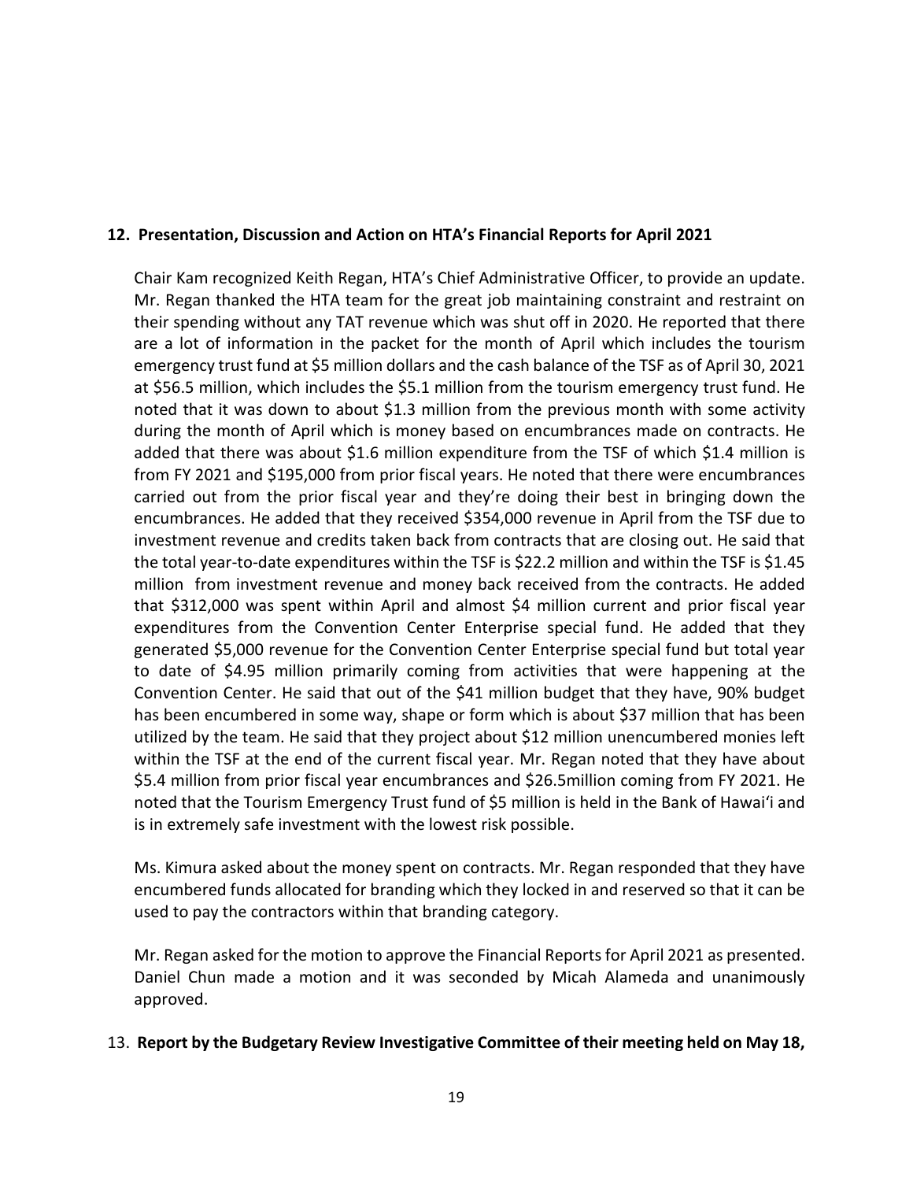**12. Presentation, Discussion and Action on HTA's Financial Reports for April 2021**

Chair Kam recognized Keith Regan, HTA's Chief Administrative Officer, to provide an update. Mr. Regan thanked the HTA team for the great job maintaining constraint and restraint on their spending without any TAT revenue which was shut off in 2020. He reported that there are a lot of information in the packet for the month of April which includes the tourism emergency trust fund at $5 million dollars and the cash balance of the TSF as of April 30, 2021 at $56.5 million, which includes the $5.1 million from the tourism emergency trust fund. He noted that it was down to about $1.3 million from the previous month with some activity during the month of April which is money based on encumbrances made on contracts. He added that there was about $1.6 million expenditure from the TSF of which $1.4 million is from FY 2021 and $195,000 from prior fiscal years. He noted that there were encumbrances carried out from the prior fiscal year and they're doing their best in bringing down the encumbrances. He added that they received $354,000 revenue in April from the TSF due to investment revenue and credits taken back from contracts that are closing out. He said that the total year-to-date expenditures within the TSF is $22.2 million and within the TSF is $1.45 million from investment revenue and money back received from the contracts. He added that $312,000 was spent within April and almost $4 million current and prior fiscal year expenditures from the Convention Center Enterprise special fund. He added that they generated $5,000 revenue for the Convention Center Enterprise special fund but total year to date of $4.95 million primarily coming from activities that were happening at the Convention Center. He said that out of the $41 million budget that they have, 90% budget has been encumbered in some way, shape or form which is about $37 million that has been utilized by the team. He said that they project about $12 million unencumbered monies left within the TSF at the end of the current fiscal year. Mr. Regan noted that they have about $5.4 million from prior fiscal year encumbrances and $26.5million coming from FY 2021. He noted that the Tourism Emergency Trust fund of $5 million is held in the Bank of Hawaiʻi and is in extremely safe investment with the lowest risk possible.

Ms. Kimura asked about the money spent on contracts. Mr. Regan responded that they have encumbered funds allocated for branding which they locked in and reserved so that it can be used to pay the contractors within that branding category.

Mr. Regan asked for the motion to approve the Financial Reports for April 2021 as presented. Daniel Chun made a motion and it was seconded by Micah Alameda and unanimously approved.

13. **Report by the Budgetary Review Investigative Committee of their meeting held on May 18,**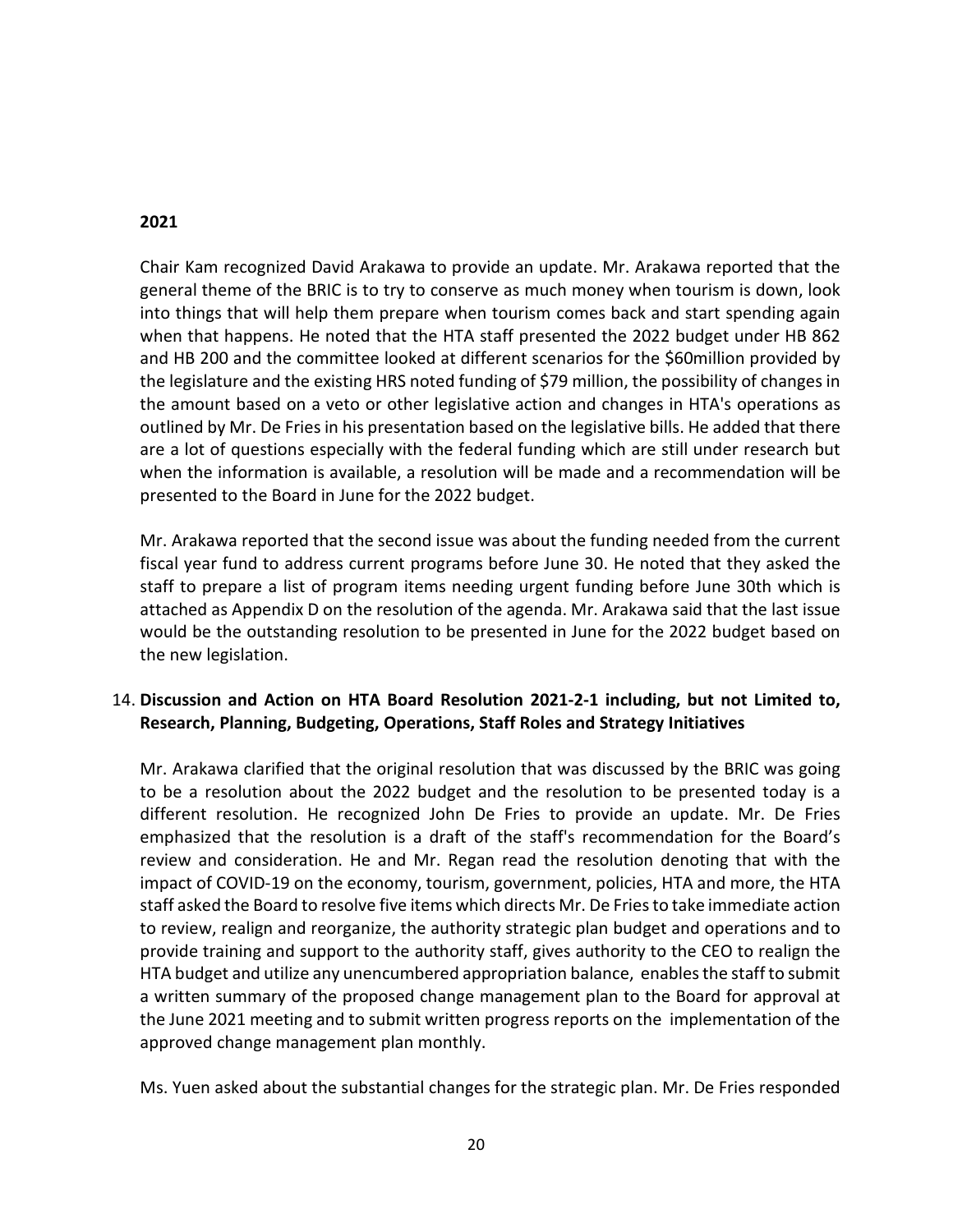**2021**

Chair Kam recognized David Arakawa to provide an update. Mr. Arakawa reported that the general theme of the BRIC is to try to conserve as much money when tourism is down, look into things that will help them prepare when tourism comes back and start spending again when that happens. He noted that the HTA staff presented the 2022 budget under HB 862 and HB 200 and the committee looked at different scenarios for the $60million provided by the legislature and the existing HRS noted funding of $79 million, the possibility of changes in the amount based on a veto or other legislative action and changes in HTA's operations as outlined by Mr. De Fries in his presentation based on the legislative bills. He added that there are a lot of questions especially with the federal funding which are still under research but when the information is available, a resolution will be made and a recommendation will be presented to the Board in June for the 2022 budget.

Mr. Arakawa reported that the second issue was about the funding needed from the current fiscal year fund to address current programs before June 30. He noted that they asked the staff to prepare a list of program items needing urgent funding before June 30th which is attached as Appendix D on the resolution of the agenda. Mr. Arakawa said that the last issue would be the outstanding resolution to be presented in June for the 2022 budget based on the new legislation.

14. **Discussion and Action on HTA Board Resolution 2021-2-1 including, but not Limited to, Research, Planning, Budgeting, Operations, Staff Roles and Strategy Initiatives**

Mr. Arakawa clarified that the original resolution that was discussed by the BRIC was going to be a resolution about the 2022 budget and the resolution to be presented today is a different resolution. He recognized John De Fries to provide an update. Mr. De Fries emphasized that the resolution is a draft of the staff's recommendation for the Board's review and consideration. He and Mr. Regan read the resolution denoting that with the impact of COVID-19 on the economy, tourism, government, policies, HTA and more, the HTA staff asked the Board to resolve five items which directs Mr. De Fries to take immediate action to review, realign and reorganize, the authority strategic plan budget and operations and to provide training and support to the authority staff, gives authority to the CEO to realign the HTA budget and utilize any unencumbered appropriation balance, enables the staff to submit a written summary of the proposed change management plan to the Board for approval at the June 2021 meeting and to submit written progress reports on the implementation of the approved change management plan monthly.

Ms. Yuen asked about the substantial changes for the strategic plan. Mr. De Fries responded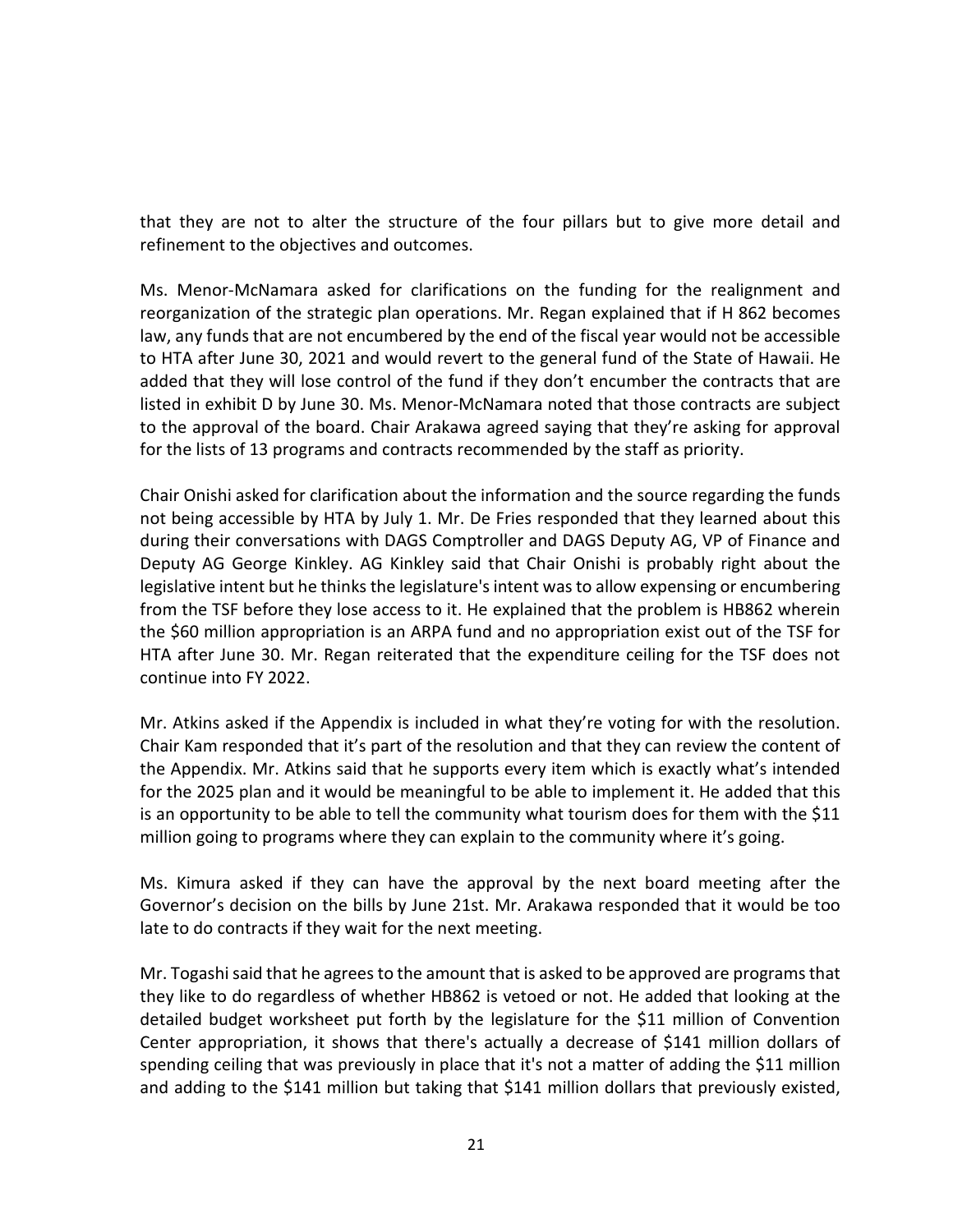that they are not to alter the structure of the four pillars but to give more detail and refinement to the objectives and outcomes.

Ms. Menor-McNamara asked for clarifications on the funding for the realignment and reorganization of the strategic plan operations. Mr. Regan explained that if H 862 becomes law, any funds that are not encumbered by the end of the fiscal year would not be accessible to HTA after June 30, 2021 and would revert to the general fund of the State of Hawaii. He added that they will lose control of the fund if they don't encumber the contracts that are listed in exhibit D by June 30. Ms. Menor-McNamara noted that those contracts are subject to the approval of the board. Chair Arakawa agreed saying that they're asking for approval for the lists of 13 programs and contracts recommended by the staff as priority.

Chair Onishi asked for clarification about the information and the source regarding the funds not being accessible by HTA by July 1. Mr. De Fries responded that they learned about this during their conversations with DAGS Comptroller and DAGS Deputy AG, VP of Finance and Deputy AG George Kinkley. AG Kinkley said that Chair Onishi is probably right about the legislative intent but he thinks the legislature's intent was to allow expensing or encumbering from the TSF before they lose access to it. He explained that the problem is HB862 wherein the \$60 million appropriation is an ARPA fund and no appropriation exist out of the TSF for HTA after June 30. Mr. Regan reiterated that the expenditure ceiling for the TSF does not continue into FY 2022.

Mr. Atkins asked if the Appendix is included in what they're voting for with the resolution. Chair Kam responded that it's part of the resolution and that they can review the content of the Appendix. Mr. Atkins said that he supports every item which is exactly what's intended for the 2025 plan and it would be meaningful to be able to implement it. He added that this is an opportunity to be able to tell the community what tourism does for them with the \$11 million going to programs where they can explain to the community where it's going.

Ms. Kimura asked if they can have the approval by the next board meeting after the Governor's decision on the bills by June 21st. Mr. Arakawa responded that it would be too late to do contracts if they wait for the next meeting.

Mr. Togashi said that he agrees to the amount that is asked to be approved are programs that they like to do regardless of whether HB862 is vetoed or not. He added that looking at the detailed budget worksheet put forth by the legislature for the \$11 million of Convention Center appropriation, it shows that there's actually a decrease of \$141 million dollars of spending ceiling that was previously in place that it's not a matter of adding the \$11 million and adding to the \$141 million but taking that \$141 million dollars that previously existed,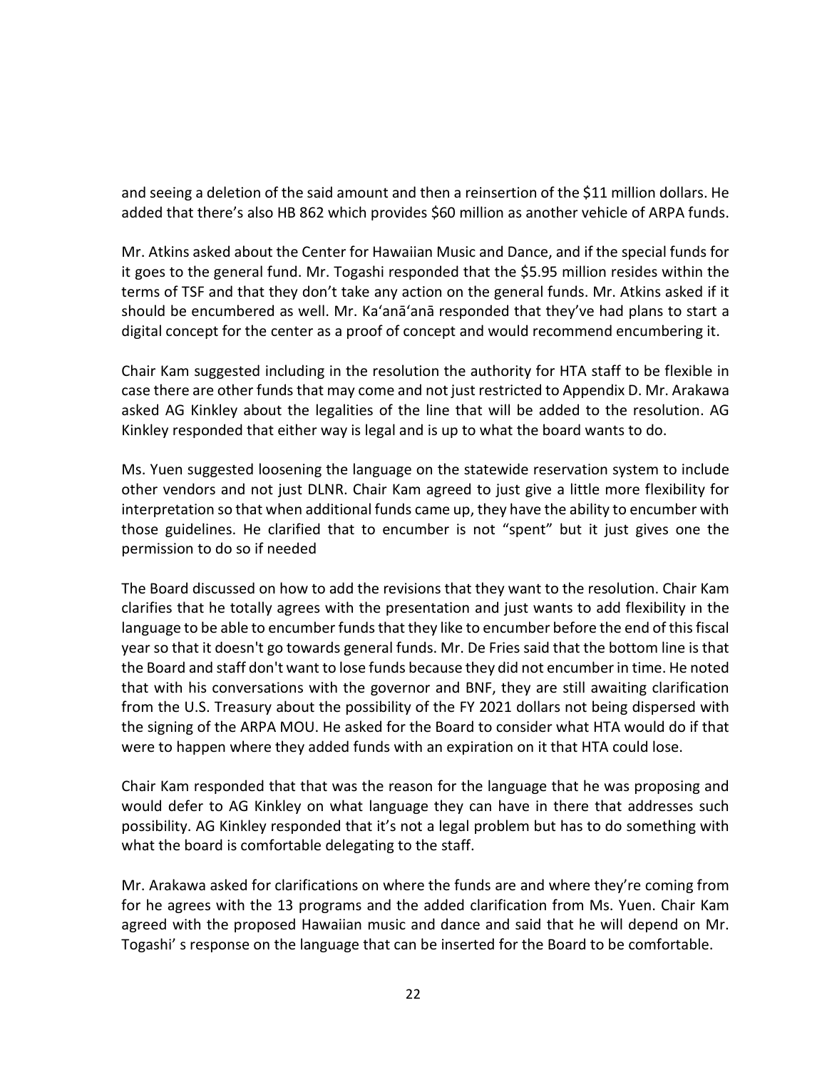and seeing a deletion of the said amount and then a reinsertion of the $11 million dollars. He added that there's also HB 862 which provides $60 million as another vehicle of ARPA funds.

Mr. Atkins asked about the Center for Hawaiian Music and Dance, and if the special funds for it goes to the general fund. Mr. Togashi responded that the $5.95 million resides within the terms of TSF and that they don't take any action on the general funds. Mr. Atkins asked if it should be encumbered as well. Mr. Ka'anā'anā responded that they've had plans to start a digital concept for the center as a proof of concept and would recommend encumbering it.

Chair Kam suggested including in the resolution the authority for HTA staff to be flexible in case there are other funds that may come and not just restricted to Appendix D. Mr. Arakawa asked AG Kinkley about the legalities of the line that will be added to the resolution. AG Kinkley responded that either way is legal and is up to what the board wants to do.

Ms. Yuen suggested loosening the language on the statewide reservation system to include other vendors and not just DLNR. Chair Kam agreed to just give a little more flexibility for interpretation so that when additional funds came up, they have the ability to encumber with those guidelines. He clarified that to encumber is not "spent" but it just gives one the permission to do so if needed

The Board discussed on how to add the revisions that they want to the resolution. Chair Kam clarifies that he totally agrees with the presentation and just wants to add flexibility in the language to be able to encumber funds that they like to encumber before the end of this fiscal year so that it doesn't go towards general funds. Mr. De Fries said that the bottom line is that the Board and staff don't want to lose funds because they did not encumber in time. He noted that with his conversations with the governor and BNF, they are still awaiting clarification from the U.S. Treasury about the possibility of the FY 2021 dollars not being dispersed with the signing of the ARPA MOU. He asked for the Board to consider what HTA would do if that were to happen where they added funds with an expiration on it that HTA could lose.

Chair Kam responded that that was the reason for the language that he was proposing and would defer to AG Kinkley on what language they can have in there that addresses such possibility. AG Kinkley responded that it's not a legal problem but has to do something with what the board is comfortable delegating to the staff.

Mr. Arakawa asked for clarifications on where the funds are and where they're coming from for he agrees with the 13 programs and the added clarification from Ms. Yuen. Chair Kam agreed with the proposed Hawaiian music and dance and said that he will depend on Mr. Togashi' s response on the language that can be inserted for the Board to be comfortable.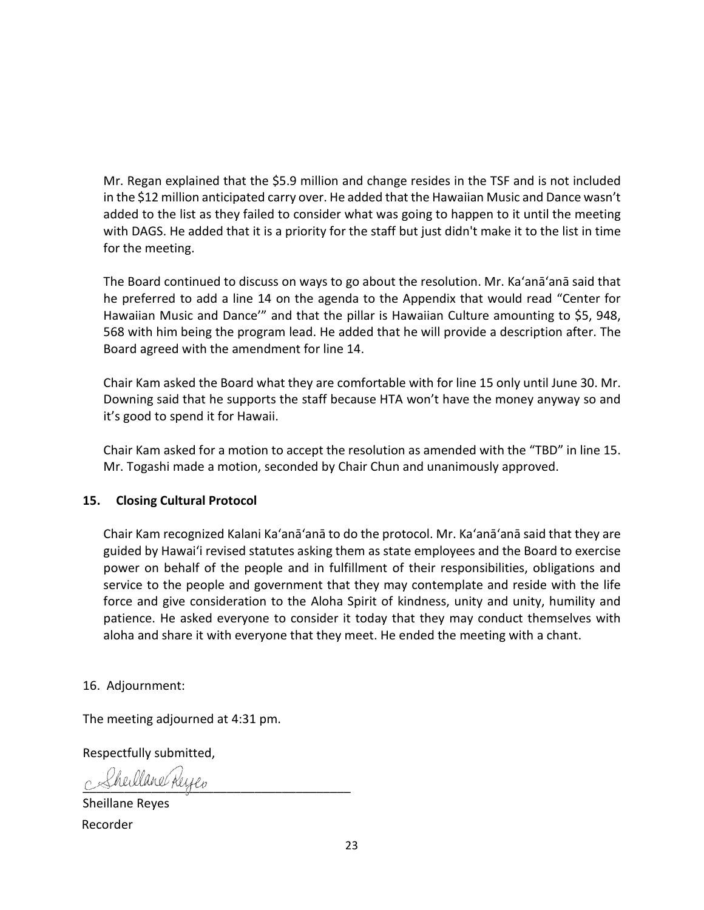Mr. Regan explained that the $5.9 million and change resides in the TSF and is not included in the $12 million anticipated carry over. He added that the Hawaiian Music and Dance wasn't added to the list as they failed to consider what was going to happen to it until the meeting with DAGS. He added that it is a priority for the staff but just didn't make it to the list in time for the meeting.

The Board continued to discuss on ways to go about the resolution. Mr. Ka'anā'anā said that he preferred to add a line 14 on the agenda to the Appendix that would read "Center for Hawaiian Music and Dance'" and that the pillar is Hawaiian Culture amounting to $5, 948, 568 with him being the program lead. He added that he will provide a description after. The Board agreed with the amendment for line 14.

Chair Kam asked the Board what they are comfortable with for line 15 only until June 30. Mr. Downing said that he supports the staff because HTA won't have the money anyway so and it's good to spend it for Hawaii.

Chair Kam asked for a motion to accept the resolution as amended with the "TBD" in line 15. Mr. Togashi made a motion, seconded by Chair Chun and unanimously approved.

**15. Closing Cultural Protocol**

Chair Kam recognized Kalani Ka'anā'anā to do the protocol. Mr. Ka'anā'anā said that they are guided by Hawai'i revised statutes asking them as state employees and the Board to exercise power on behalf of the people and in fulfillment of their responsibilities, obligations and service to the people and government that they may contemplate and reside with the life force and give consideration to the Aloha Spirit of kindness, unity and unity, humility and patience. He asked everyone to consider it today that they may conduct themselves with aloha and share it with everyone that they meet. He ended the meeting with a chant.

16. Adjournment:

The meeting adjourned at 4:31 pm.

Respectfully submitted,

Sheillane Reyes

Sheillane Reyes
Recorder